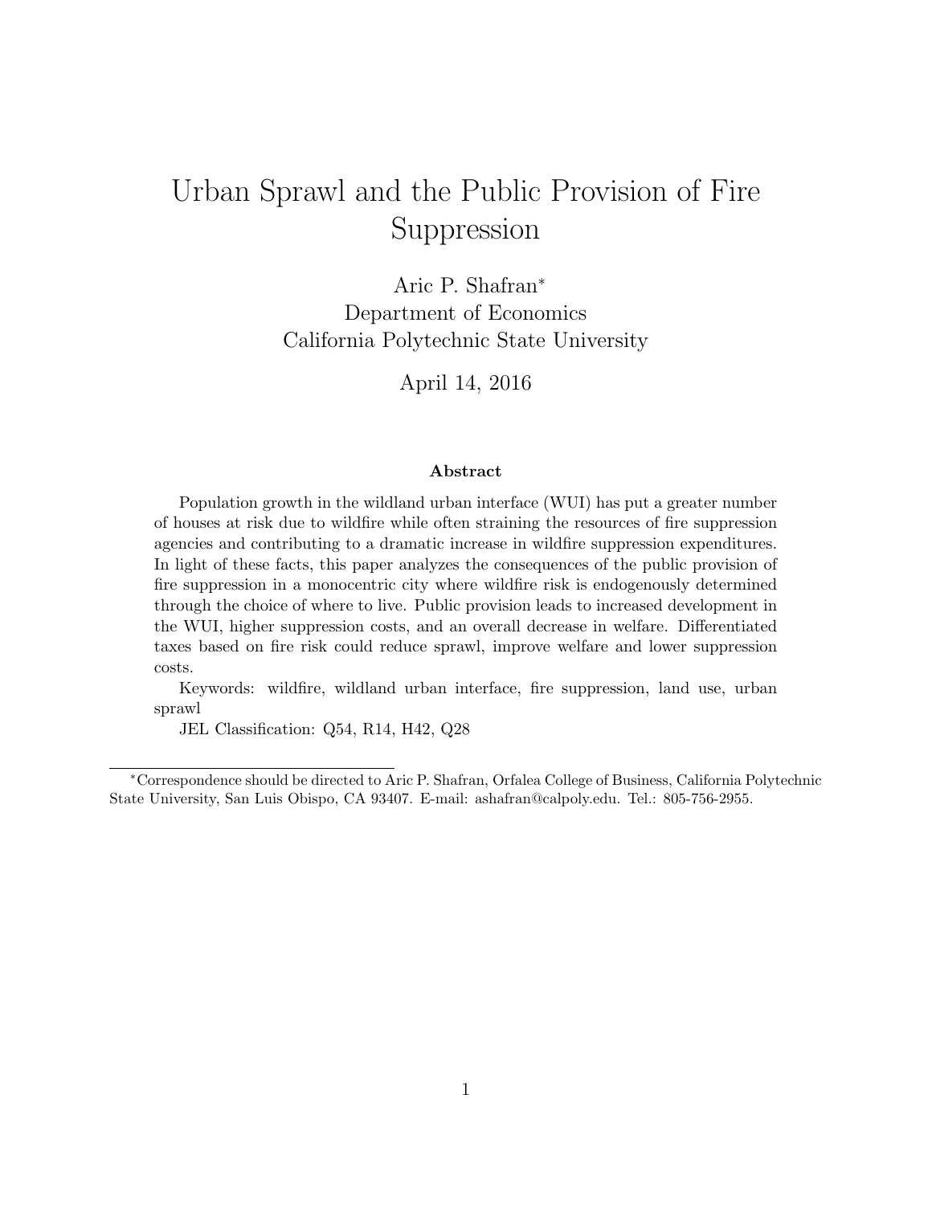# Urban Sprawl and the Public Provision of Fire Suppression

Aric P. Shafran*
Department of Economics
California Polytechnic State University

April 14, 2016

### Abstract

Population growth in the wildland urban interface (WUI) has put a greater number of houses at risk due to wildfire while often straining the resources of fire suppression agencies and contributing to a dramatic increase in wildfire suppression expenditures. In light of these facts, this paper analyzes the consequences of the public provision of fire suppression in a monocentric city where wildfire risk is endogenously determined through the choice of where to live. Public provision leads to increased development in the WUI, higher suppression costs, and an overall decrease in welfare. Differentiated taxes based on fire risk could reduce sprawl, improve welfare and lower suppression costs.

Keywords: wildfire, wildland urban interface, fire suppression, land use, urban sprawl

JEL Classification: Q54, R14, H42, Q28

---

*Correspondence should be directed to Aric P. Shafran, Orfalea College of Business, California Polytechnic State University, San Luis Obispo, CA 93407. E-mail: ashafran@calpoly.edu. Tel.: 805-756-2955.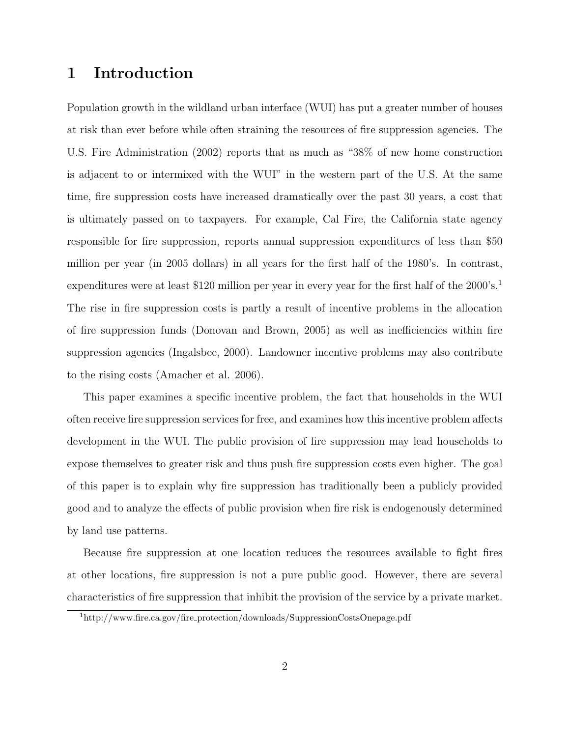# 1 Introduction

Population growth in the wildland urban interface (WUI) has put a greater number of houses at risk than ever before while often straining the resources of fire suppression agencies. The U.S. Fire Administration (2002) reports that as much as "38% of new home construction is adjacent to or intermixed with the WUI" in the western part of the U.S. At the same time, fire suppression costs have increased dramatically over the past 30 years, a cost that is ultimately passed on to taxpayers. For example, Cal Fire, the California state agency responsible for fire suppression, reports annual suppression expenditures of less than $50 million per year (in 2005 dollars) in all years for the first half of the 1980's. In contrast, expenditures were at least $120 million per year in every year for the first half of the 2000's.[1] The rise in fire suppression costs is partly a result of incentive problems in the allocation of fire suppression funds (Donovan and Brown, 2005) as well as inefficiencies within fire suppression agencies (Ingalsbee, 2000). Landowner incentive problems may also contribute to the rising costs (Amacher et al. 2006).

This paper examines a specific incentive problem, the fact that households in the WUI often receive fire suppression services for free, and examines how this incentive problem affects development in the WUI. The public provision of fire suppression may lead households to expose themselves to greater risk and thus push fire suppression costs even higher. The goal of this paper is to explain why fire suppression has traditionally been a publicly provided good and to analyze the effects of public provision when fire risk is endogenously determined by land use patterns.

Because fire suppression at one location reduces the resources available to fight fires at other locations, fire suppression is not a pure public good. However, there are several characteristics of fire suppression that inhibit the provision of the service by a private market.

[1] http://www.fire.ca.gov/fire_protection/downloads/SuppressionCostsOnepage.pdf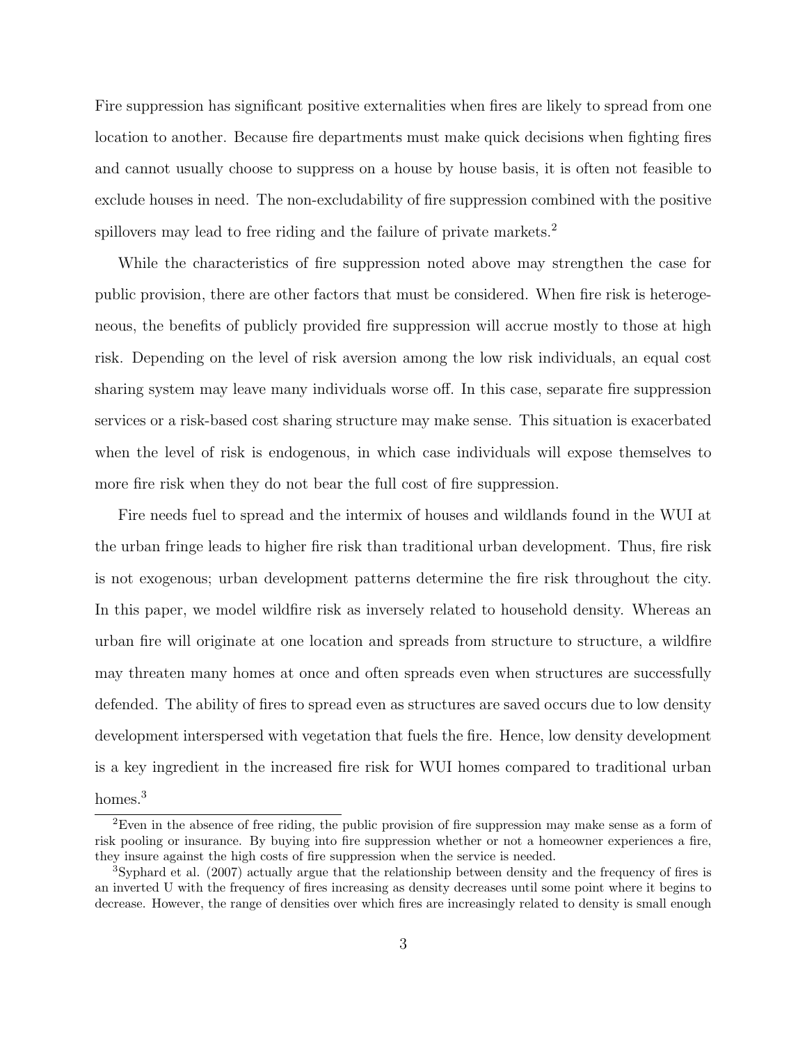Fire suppression has significant positive externalities when fires are likely to spread from one location to another. Because fire departments must make quick decisions when fighting fires and cannot usually choose to suppress on a house by house basis, it is often not feasible to exclude houses in need. The non-excludability of fire suppression combined with the positive spillovers may lead to free riding and the failure of private markets.[2]

While the characteristics of fire suppression noted above may strengthen the case for public provision, there are other factors that must be considered. When fire risk is heterogeneous, the benefits of publicly provided fire suppression will accrue mostly to those at high risk. Depending on the level of risk aversion among the low risk individuals, an equal cost sharing system may leave many individuals worse off. In this case, separate fire suppression services or a risk-based cost sharing structure may make sense. This situation is exacerbated when the level of risk is endogenous, in which case individuals will expose themselves to more fire risk when they do not bear the full cost of fire suppression.

Fire needs fuel to spread and the intermix of houses and wildlands found in the WUI at the urban fringe leads to higher fire risk than traditional urban development. Thus, fire risk is not exogenous; urban development patterns determine the fire risk throughout the city. In this paper, we model wildfire risk as inversely related to household density. Whereas an urban fire will originate at one location and spreads from structure to structure, a wildfire may threaten many homes at once and often spreads even when structures are successfully defended. The ability of fires to spread even as structures are saved occurs due to low density development interspersed with vegetation that fuels the fire. Hence, low density development is a key ingredient in the increased fire risk for WUI homes compared to traditional urban homes.[3]

[2] Even in the absence of free riding, the public provision of fire suppression may make sense as a form of risk pooling or insurance. By buying into fire suppression whether or not a homeowner experiences a fire, they insure against the high costs of fire suppression when the service is needed.

[3] Syphard et al. (2007) actually argue that the relationship between density and the frequency of fires is an inverted U with the frequency of fires increasing as density decreases until some point where it begins to decrease. However, the range of densities over which fires are increasingly related to density is small enough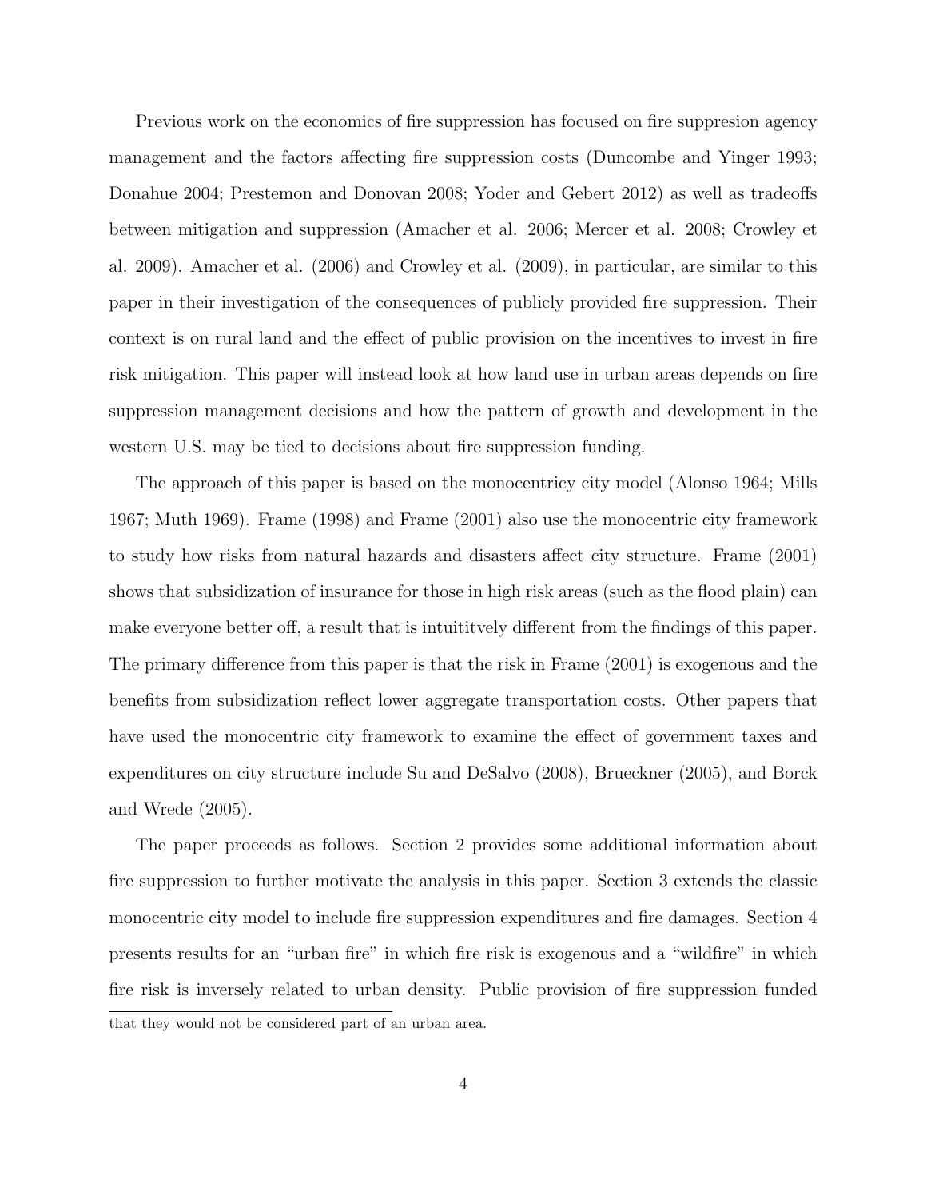Previous work on the economics of fire suppression has focused on fire suppresion agency management and the factors affecting fire suppression costs (Duncombe and Yinger 1993; Donahue 2004; Prestemon and Donovan 2008; Yoder and Gebert 2012) as well as tradeoffs between mitigation and suppression (Amacher et al. 2006; Mercer et al. 2008; Crowley et al. 2009). Amacher et al. (2006) and Crowley et al. (2009), in particular, are similar to this paper in their investigation of the consequences of publicly provided fire suppression. Their context is on rural land and the effect of public provision on the incentives to invest in fire risk mitigation. This paper will instead look at how land use in urban areas depends on fire suppression management decisions and how the pattern of growth and development in the western U.S. may be tied to decisions about fire suppression funding.

The approach of this paper is based on the monocentricy city model (Alonso 1964; Mills 1967; Muth 1969). Frame (1998) and Frame (2001) also use the monocentric city framework to study how risks from natural hazards and disasters affect city structure. Frame (2001) shows that subsidization of insurance for those in high risk areas (such as the flood plain) can make everyone better off, a result that is intuititvely different from the findings of this paper. The primary difference from this paper is that the risk in Frame (2001) is exogenous and the benefits from subsidization reflect lower aggregate transportation costs. Other papers that have used the monocentric city framework to examine the effect of government taxes and expenditures on city structure include Su and DeSalvo (2008), Brueckner (2005), and Borck and Wrede (2005).

The paper proceeds as follows. Section 2 provides some additional information about fire suppression to further motivate the analysis in this paper. Section 3 extends the classic monocentric city model to include fire suppression expenditures and fire damages. Section 4 presents results for an "urban fire" in which fire risk is exogenous and a "wildfire" in which fire risk is inversely related to urban density. Public provision of fire suppression funded

that they would not be considered part of an urban area.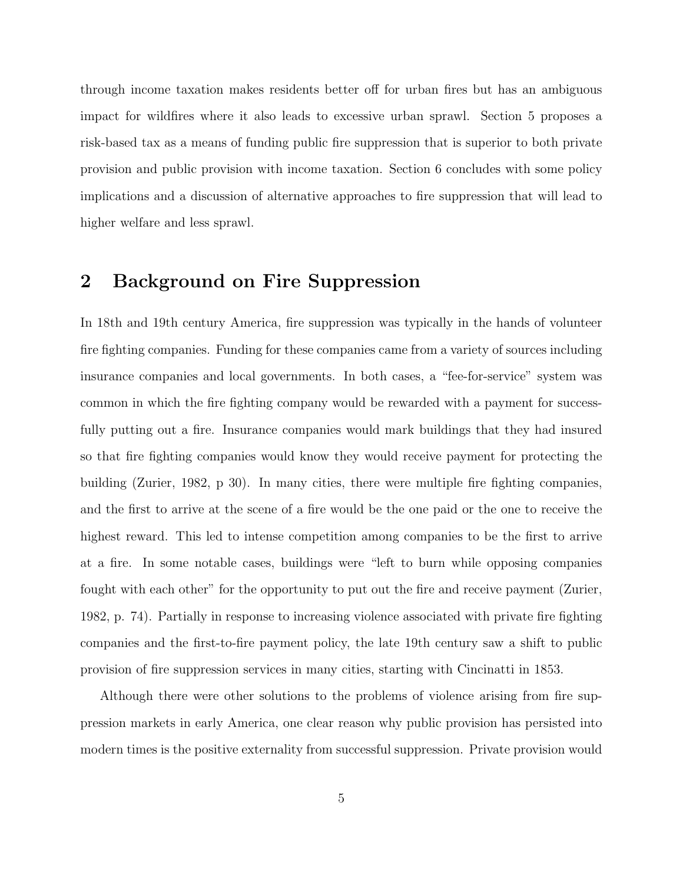through income taxation makes residents better off for urban fires but has an ambiguous impact for wildfires where it also leads to excessive urban sprawl. Section 5 proposes a risk-based tax as a means of funding public fire suppression that is superior to both private provision and public provision with income taxation. Section 6 concludes with some policy implications and a discussion of alternative approaches to fire suppression that will lead to higher welfare and less sprawl.

## 2 Background on Fire Suppression

In 18th and 19th century America, fire suppression was typically in the hands of volunteer fire fighting companies. Funding for these companies came from a variety of sources including insurance companies and local governments. In both cases, a "fee-for-service" system was common in which the fire fighting company would be rewarded with a payment for successfully putting out a fire. Insurance companies would mark buildings that they had insured so that fire fighting companies would know they would receive payment for protecting the building (Zurier, 1982, p 30). In many cities, there were multiple fire fighting companies, and the first to arrive at the scene of a fire would be the one paid or the one to receive the highest reward. This led to intense competition among companies to be the first to arrive at a fire. In some notable cases, buildings were "left to burn while opposing companies fought with each other" for the opportunity to put out the fire and receive payment (Zurier, 1982, p. 74). Partially in response to increasing violence associated with private fire fighting companies and the first-to-fire payment policy, the late 19th century saw a shift to public provision of fire suppression services in many cities, starting with Cincinatti in 1853.

Although there were other solutions to the problems of violence arising from fire suppression markets in early America, one clear reason why public provision has persisted into modern times is the positive externality from successful suppression. Private provision would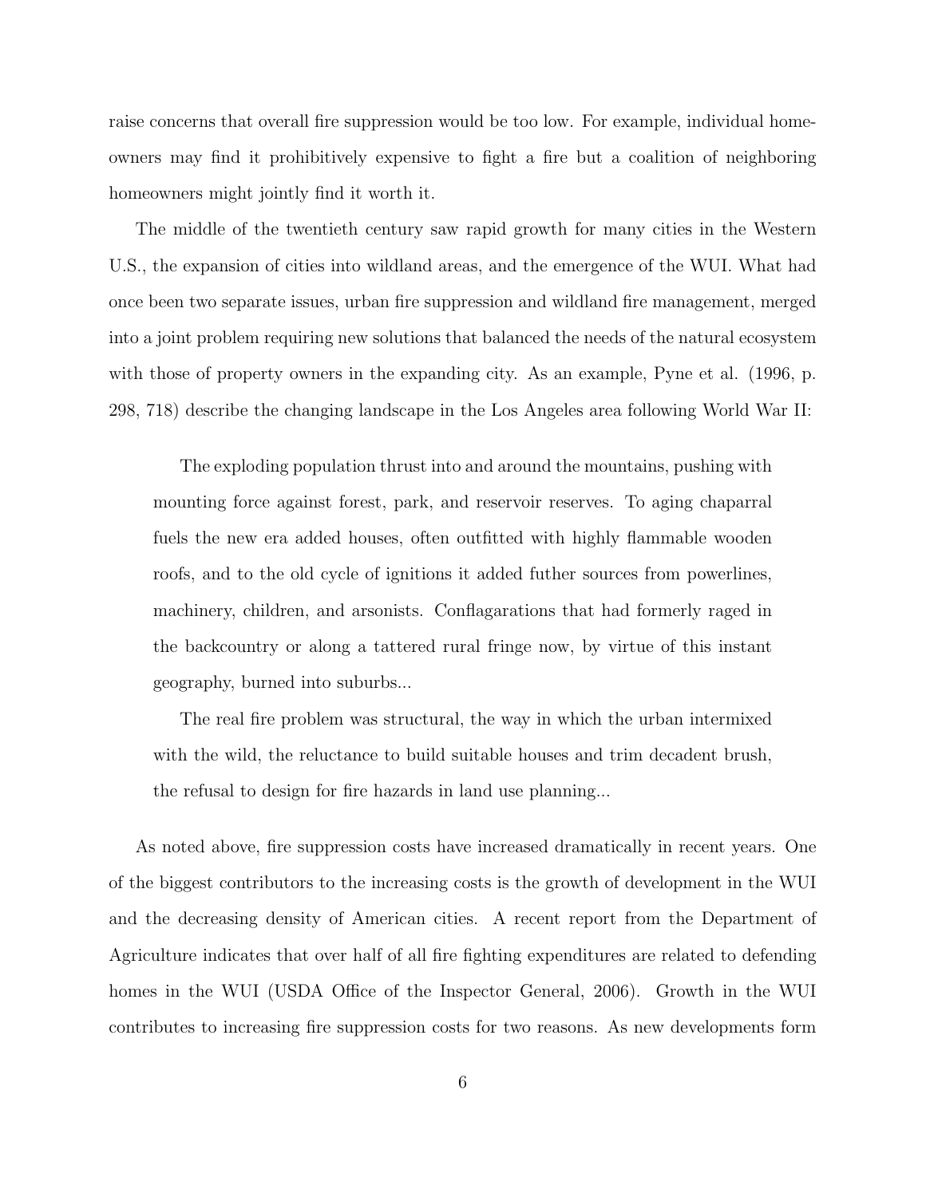raise concerns that overall fire suppression would be too low. For example, individual homeowners may find it prohibitively expensive to fight a fire but a coalition of neighboring homeowners might jointly find it worth it.

The middle of the twentieth century saw rapid growth for many cities in the Western U.S., the expansion of cities into wildland areas, and the emergence of the WUI. What had once been two separate issues, urban fire suppression and wildland fire management, merged into a joint problem requiring new solutions that balanced the needs of the natural ecosystem with those of property owners in the expanding city. As an example, Pyne et al. (1996, p. 298, 718) describe the changing landscape in the Los Angeles area following World War II:

> The exploding population thrust into and around the mountains, pushing with mounting force against forest, park, and reservoir reserves. To aging chaparral fuels the new era added houses, often outfitted with highly flammable wooden roofs, and to the old cycle of ignitions it added futher sources from powerlines, machinery, children, and arsonists. Conflagarations that had formerly raged in the backcountry or along a tattered rural fringe now, by virtue of this instant geography, burned into suburbs...
>
> The real fire problem was structural, the way in which the urban intermixed with the wild, the reluctance to build suitable houses and trim decadent brush, the refusal to design for fire hazards in land use planning...

As noted above, fire suppression costs have increased dramatically in recent years. One of the biggest contributors to the increasing costs is the growth of development in the WUI and the decreasing density of American cities. A recent report from the Department of Agriculture indicates that over half of all fire fighting expenditures are related to defending homes in the WUI (USDA Office of the Inspector General, 2006). Growth in the WUI contributes to increasing fire suppression costs for two reasons. As new developments form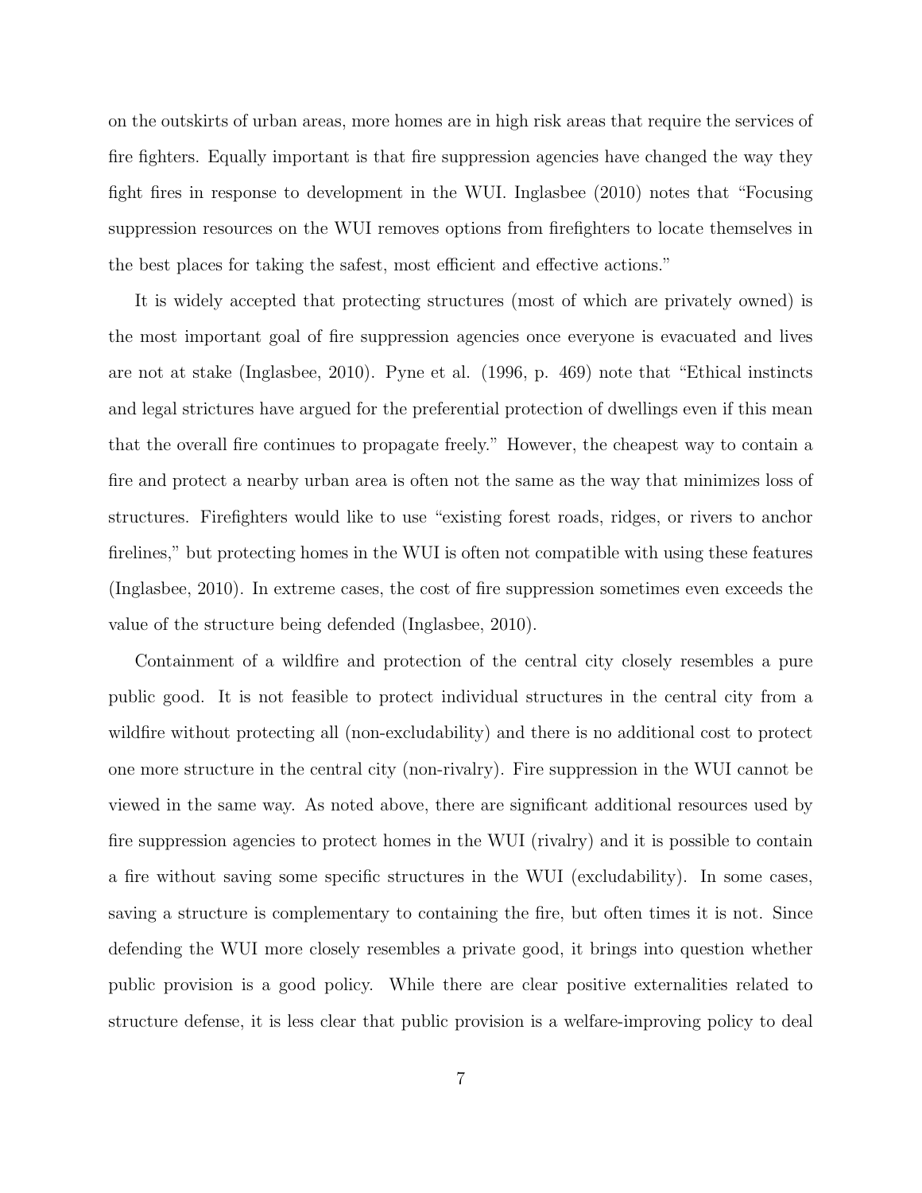on the outskirts of urban areas, more homes are in high risk areas that require the services of fire fighters. Equally important is that fire suppression agencies have changed the way they fight fires in response to development in the WUI. Inglasbee (2010) notes that "Focusing suppression resources on the WUI removes options from firefighters to locate themselves in the best places for taking the safest, most efficient and effective actions."

It is widely accepted that protecting structures (most of which are privately owned) is the most important goal of fire suppression agencies once everyone is evacuated and lives are not at stake (Inglasbee, 2010). Pyne et al. (1996, p. 469) note that "Ethical instincts and legal strictures have argued for the preferential protection of dwellings even if this mean that the overall fire continues to propagate freely." However, the cheapest way to contain a fire and protect a nearby urban area is often not the same as the way that minimizes loss of structures. Firefighters would like to use "existing forest roads, ridges, or rivers to anchor firelines," but protecting homes in the WUI is often not compatible with using these features (Inglasbee, 2010). In extreme cases, the cost of fire suppression sometimes even exceeds the value of the structure being defended (Inglasbee, 2010).

Containment of a wildfire and protection of the central city closely resembles a pure public good. It is not feasible to protect individual structures in the central city from a wildfire without protecting all (non-excludability) and there is no additional cost to protect one more structure in the central city (non-rivalry). Fire suppression in the WUI cannot be viewed in the same way. As noted above, there are significant additional resources used by fire suppression agencies to protect homes in the WUI (rivalry) and it is possible to contain a fire without saving some specific structures in the WUI (excludability). In some cases, saving a structure is complementary to containing the fire, but often times it is not. Since defending the WUI more closely resembles a private good, it brings into question whether public provision is a good policy. While there are clear positive externalities related to structure defense, it is less clear that public provision is a welfare-improving policy to deal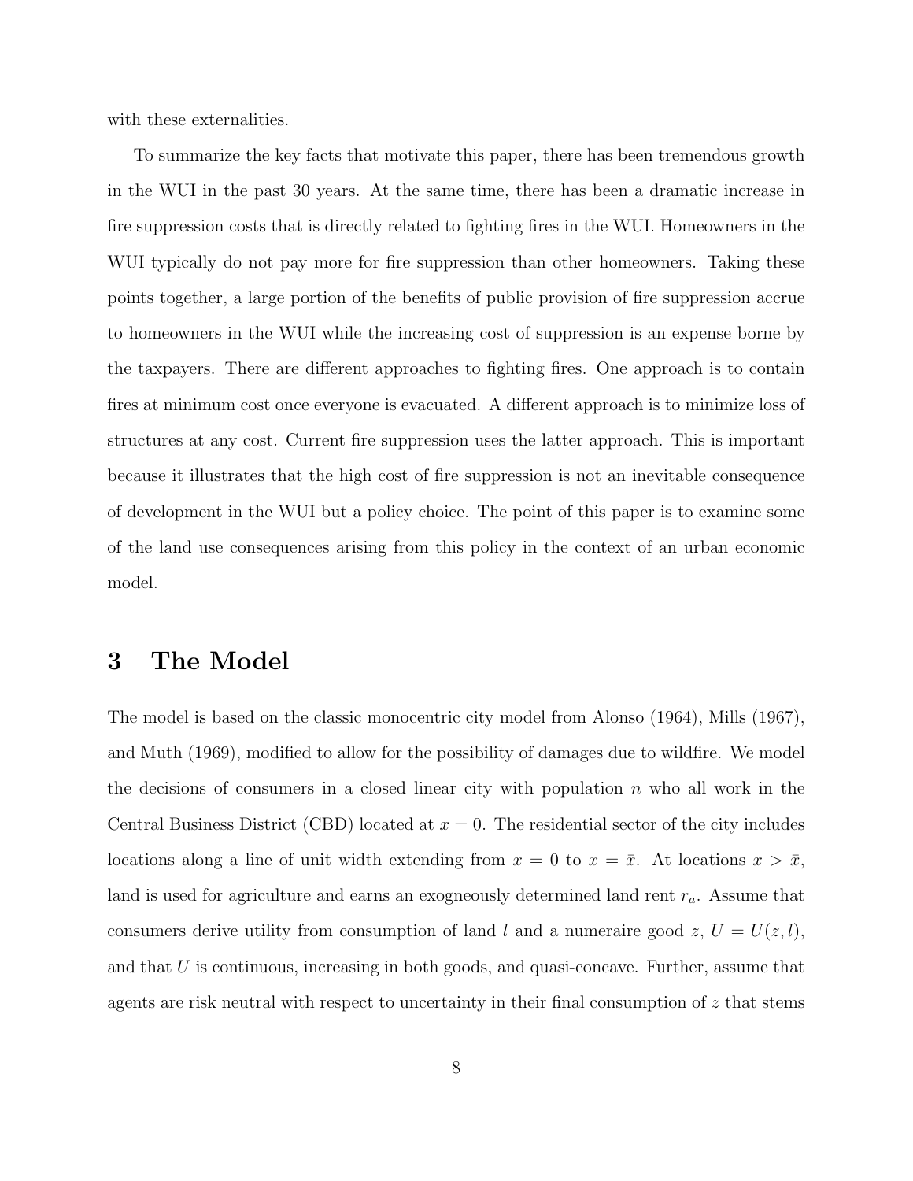with these externalities.

To summarize the key facts that motivate this paper, there has been tremendous growth in the WUI in the past 30 years. At the same time, there has been a dramatic increase in fire suppression costs that is directly related to fighting fires in the WUI. Homeowners in the WUI typically do not pay more for fire suppression than other homeowners. Taking these points together, a large portion of the benefits of public provision of fire suppression accrue to homeowners in the WUI while the increasing cost of suppression is an expense borne by the taxpayers. There are different approaches to fighting fires. One approach is to contain fires at minimum cost once everyone is evacuated. A different approach is to minimize loss of structures at any cost. Current fire suppression uses the latter approach. This is important because it illustrates that the high cost of fire suppression is not an inevitable consequence of development in the WUI but a policy choice. The point of this paper is to examine some of the land use consequences arising from this policy in the context of an urban economic model.

# 3 The Model

The model is based on the classic monocentric city model from Alonso (1964), Mills (1967), and Muth (1969), modified to allow for the possibility of damages due to wildfire. We model the decisions of consumers in a closed linear city with population $n$ who all work in the Central Business District (CBD) located at $x = 0$. The residential sector of the city includes locations along a line of unit width extending from $x = 0$ to $x = \bar{x}$. At locations $x > \bar{x}$, land is used for agriculture and earns an exogneously determined land rent $r_a$. Assume that consumers derive utility from consumption of land $l$ and a numeraire good $z$, $U = U(z, l)$, and that $U$ is continuous, increasing in both goods, and quasi-concave. Further, assume that agents are risk neutral with respect to uncertainty in their final consumption of $z$ that stems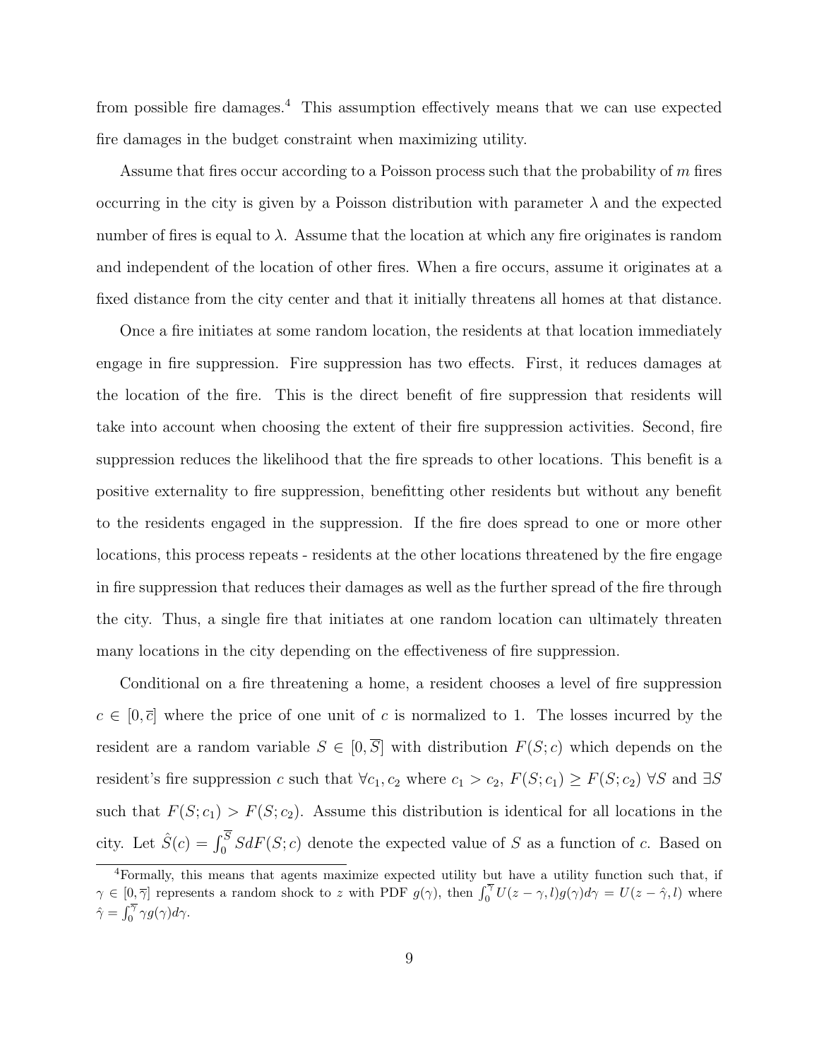from possible fire damages.[4] This assumption effectively means that we can use expected fire damages in the budget constraint when maximizing utility.

Assume that fires occur according to a Poisson process such that the probability of $m$ fires occurring in the city is given by a Poisson distribution with parameter $\lambda$ and the expected number of fires is equal to $\lambda$. Assume that the location at which any fire originates is random and independent of the location of other fires. When a fire occurs, assume it originates at a fixed distance from the city center and that it initially threatens all homes at that distance.

Once a fire initiates at some random location, the residents at that location immediately engage in fire suppression. Fire suppression has two effects. First, it reduces damages at the location of the fire. This is the direct benefit of fire suppression that residents will take into account when choosing the extent of their fire suppression activities. Second, fire suppression reduces the likelihood that the fire spreads to other locations. This benefit is a positive externality to fire suppression, benefitting other residents but without any benefit to the residents engaged in the suppression. If the fire does spread to one or more other locations, this process repeats - residents at the other locations threatened by the fire engage in fire suppression that reduces their damages as well as the further spread of the fire through the city. Thus, a single fire that initiates at one random location can ultimately threaten many locations in the city depending on the effectiveness of fire suppression.

Conditional on a fire threatening a home, a resident chooses a level of fire suppression $c \in [0, \overline{c}]$ where the price of one unit of $c$ is normalized to 1. The losses incurred by the resident are a random variable $S \in [0, \overline{S}]$ with distribution $F(S; c)$ which depends on the resident's fire suppression $c$ such that $\forall c_1, c_2$ where $c_1 > c_2$, $F(S; c_1) \geq F(S; c_2)$ $\forall S$ and $\exists S$ such that $F(S; c_1) > F(S; c_2)$. Assume this distribution is identical for all locations in the city. Let $\hat{S}(c) = \int_0^{\overline{S}} S dF(S; c)$ denote the expected value of $S$ as a function of $c$. Based on

[4] Formally, this means that agents maximize expected utility but have a utility function such that, if $\gamma \in [0, \overline{\gamma}]$ represents a random shock to $z$ with PDF $g(\gamma)$, then $\int_0^{\overline{\gamma}} U(z - \gamma, l) g(\gamma) d\gamma = U(z - \hat{\gamma}, l)$ where $\hat{\gamma} = \int_0^{\overline{\gamma}} \gamma g(\gamma) d\gamma$.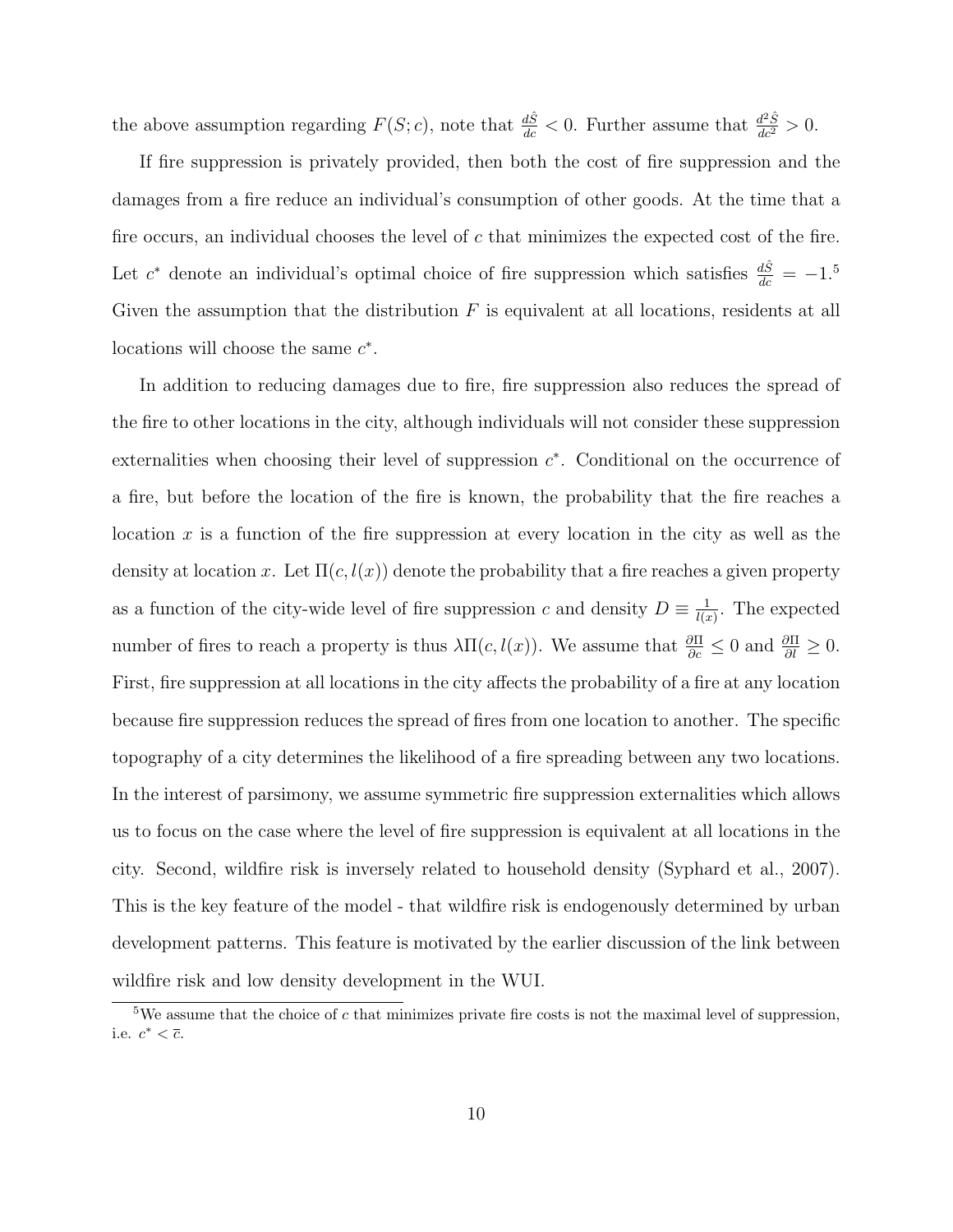the above assumption regarding $F(S;c)$, note that $\frac{d\hat{S}}{dc} < 0$. Further assume that $\frac{d^2\hat{S}}{dc^2} > 0$.

If fire suppression is privately provided, then both the cost of fire suppression and the damages from a fire reduce an individual's consumption of other goods. At the time that a fire occurs, an individual chooses the level of $c$ that minimizes the expected cost of the fire. Let $c^*$ denote an individual's optimal choice of fire suppression which satisfies $\frac{d\hat{S}}{dc} = -1$.[5] Given the assumption that the distribution $F$ is equivalent at all locations, residents at all locations will choose the same $c^*$.

In addition to reducing damages due to fire, fire suppression also reduces the spread of the fire to other locations in the city, although individuals will not consider these suppression externalities when choosing their level of suppression $c^*$. Conditional on the occurrence of a fire, but before the location of the fire is known, the probability that the fire reaches a location $x$ is a function of the fire suppression at every location in the city as well as the density at location $x$. Let $\Pi(c, l(x))$ denote the probability that a fire reaches a given property as a function of the city-wide level of fire suppression $c$ and density $D \equiv \frac{1}{l(x)}$. The expected number of fires to reach a property is thus $\lambda\Pi(c, l(x))$. We assume that $\frac{\partial \Pi}{\partial c} \leq 0$ and $\frac{\partial \Pi}{\partial l} \geq 0$. First, fire suppression at all locations in the city affects the probability of a fire at any location because fire suppression reduces the spread of fires from one location to another. The specific topography of a city determines the likelihood of a fire spreading between any two locations. In the interest of parsimony, we assume symmetric fire suppression externalities which allows us to focus on the case where the level of fire suppression is equivalent at all locations in the city. Second, wildfire risk is inversely related to household density (Syphard et al., 2007). This is the key feature of the model - that wildfire risk is endogenously determined by urban development patterns. This feature is motivated by the earlier discussion of the link between wildfire risk and low density development in the WUI.

[5] We assume that the choice of $c$ that minimizes private fire costs is not the maximal level of suppression, i.e. $c^* < \bar{c}$.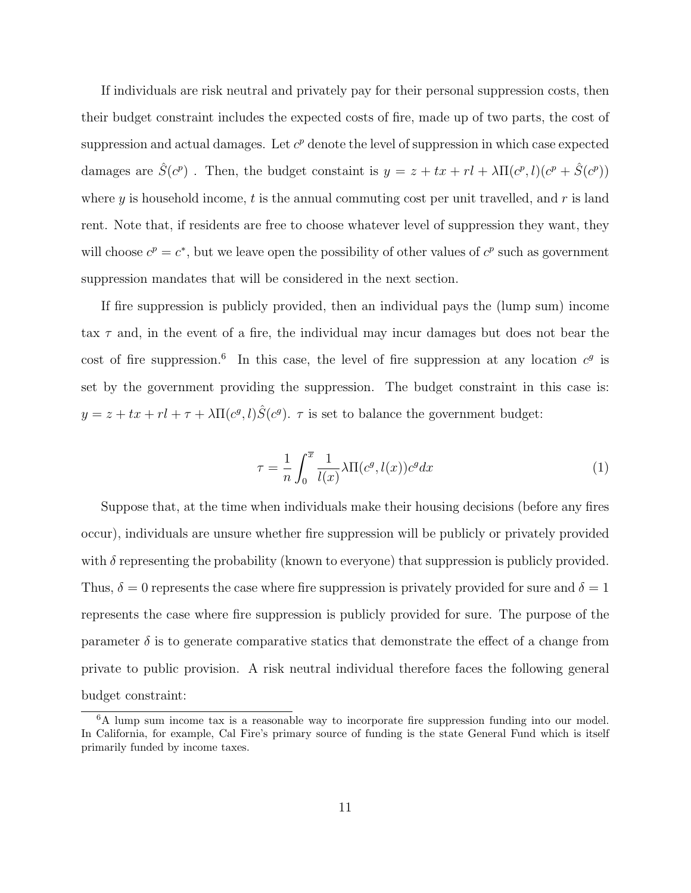If individuals are risk neutral and privately pay for their personal suppression costs, then their budget constraint includes the expected costs of fire, made up of two parts, the cost of suppression and actual damages. Let $c^p$ denote the level of suppression in which case expected damages are $\hat{S}(c^p)$ . Then, the budget constaint is $y = z + tx + rl + \lambda\Pi(c^p, l)(c^p + \hat{S}(c^p))$ where $y$ is household income, $t$ is the annual commuting cost per unit travelled, and $r$ is land rent. Note that, if residents are free to choose whatever level of suppression they want, they will choose $c^p = c^*$, but we leave open the possibility of other values of $c^p$ such as government suppression mandates that will be considered in the next section.

If fire suppression is publicly provided, then an individual pays the (lump sum) income tax $\tau$ and, in the event of a fire, the individual may incur damages but does not bear the cost of fire suppression.[6] In this case, the level of fire suppression at any location $c^g$ is set by the government providing the suppression. The budget constraint in this case is: $y = z + tx + rl + \tau + \lambda\Pi(c^g, l)\hat{S}(c^g)$. $\tau$ is set to balance the government budget:

$$\tau = \frac{1}{n}\int_0^{\overline{x}} \frac{1}{l(x)}\lambda\Pi(c^g, l(x))c^g dx \tag{1}$$

Suppose that, at the time when individuals make their housing decisions (before any fires occur), individuals are unsure whether fire suppression will be publicly or privately provided with $\delta$ representing the probability (known to everyone) that suppression is publicly provided. Thus, $\delta = 0$ represents the case where fire suppression is privately provided for sure and $\delta = 1$ represents the case where fire suppression is publicly provided for sure. The purpose of the parameter $\delta$ is to generate comparative statics that demonstrate the effect of a change from private to public provision. A risk neutral individual therefore faces the following general budget constraint:

[6] A lump sum income tax is a reasonable way to incorporate fire suppression funding into our model. In California, for example, Cal Fire's primary source of funding is the state General Fund which is itself primarily funded by income taxes.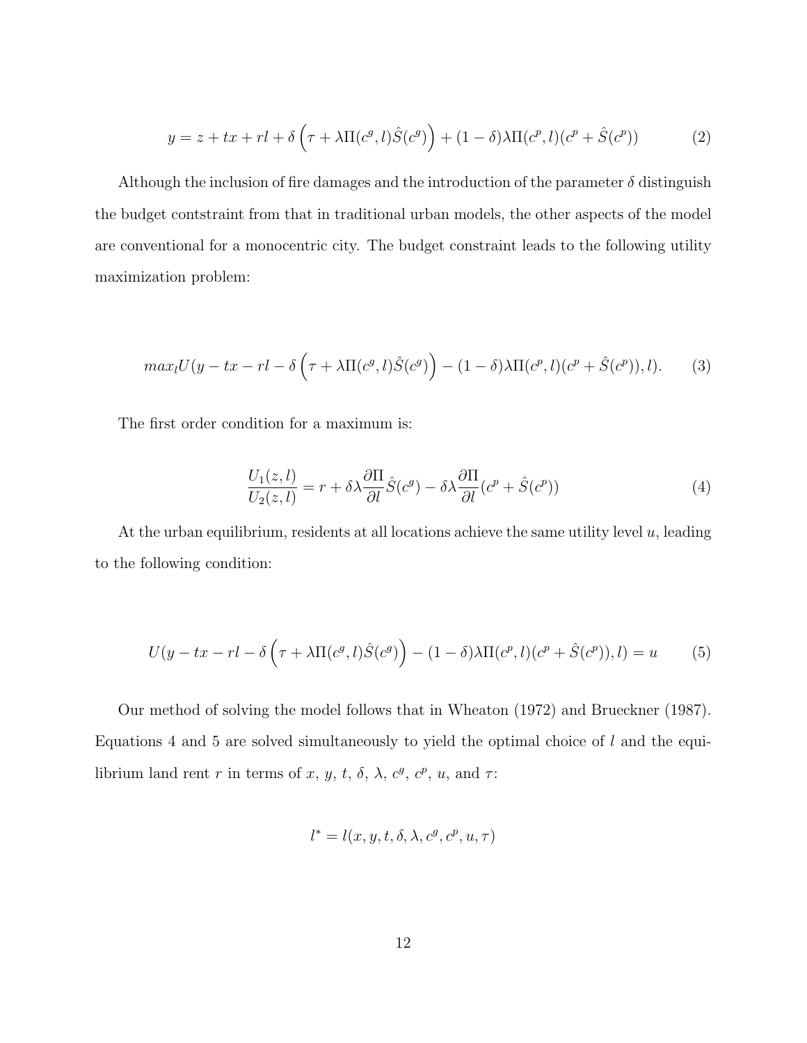$$y = z + tx + rl + \delta\left(\tau + \lambda\Pi(c^g, l)\hat{S}(c^g)\right) + (1-\delta)\lambda\Pi(c^p, l)(c^p + \hat{S}(c^p)) \tag{2}$$

Although the inclusion of fire damages and the introduction of the parameter $\delta$ distinguish the budget contstraint from that in traditional urban models, the other aspects of the model are conventional for a monocentric city. The budget constraint leads to the following utility maximization problem:

$$max_l U(y - tx - rl - \delta\left(\tau + \lambda\Pi(c^g, l)\hat{S}(c^g)\right) - (1-\delta)\lambda\Pi(c^p, l)(c^p + \hat{S}(c^p)), l). \tag{3}$$

The first order condition for a maximum is:

$$\frac{U_1(z,l)}{U_2(z,l)} = r + \delta\lambda\frac{\partial\Pi}{\partial l}\hat{S}(c^g) - \delta\lambda\frac{\partial\Pi}{\partial l}(c^p + \hat{S}(c^p)) \tag{4}$$

At the urban equilibrium, residents at all locations achieve the same utility level $u$, leading to the following condition:

$$U(y - tx - rl - \delta\left(\tau + \lambda\Pi(c^g, l)\hat{S}(c^g)\right) - (1-\delta)\lambda\Pi(c^p, l)(c^p + \hat{S}(c^p)), l) = u \tag{5}$$

Our method of solving the model follows that in Wheaton (1972) and Brueckner (1987). Equations 4 and 5 are solved simultaneously to yield the optimal choice of $l$ and the equilibrium land rent $r$ in terms of $x$, $y$, $t$, $\delta$, $\lambda$, $c^g$, $c^p$, $u$, and $\tau$:

$$l^* = l(x, y, t, \delta, \lambda, c^g, c^p, u, \tau)$$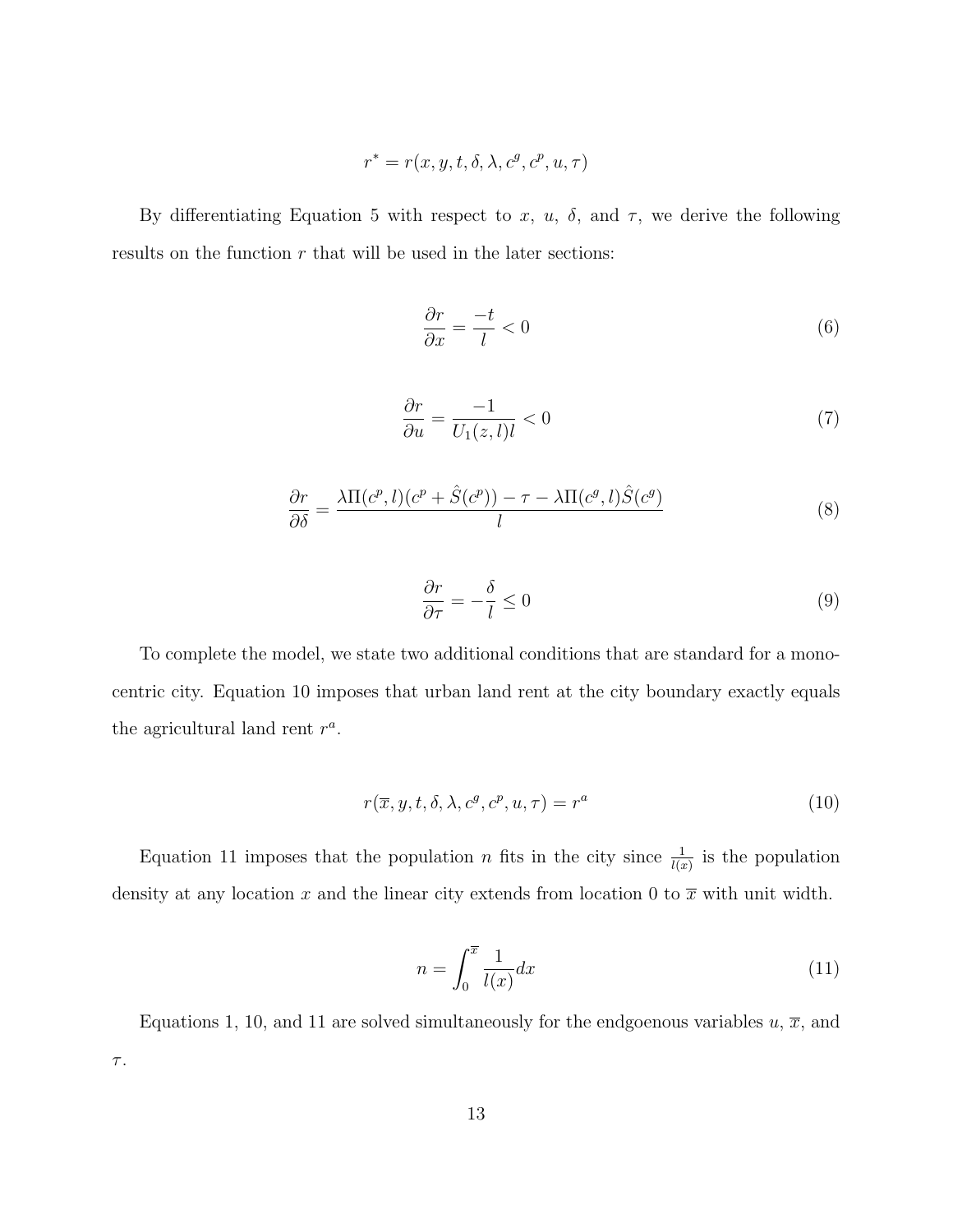$$r^* = r(x, y, t, \delta, \lambda, c^g, c^p, u, \tau)$$

By differentiating Equation 5 with respect to $x$, $u$, $\delta$, and $\tau$, we derive the following results on the function $r$ that will be used in the later sections:

$$\frac{\partial r}{\partial x} = \frac{-t}{l} < 0 \tag{6}$$

$$\frac{\partial r}{\partial u} = \frac{-1}{U_1(z, l)l} < 0 \tag{7}$$

$$\frac{\partial r}{\partial \delta} = \frac{\lambda \Pi(c^p, l)(c^p + \hat{S}(c^p)) - \tau - \lambda \Pi(c^g, l)\hat{S}(c^g)}{l} \tag{8}$$

$$\frac{\partial r}{\partial \tau} = -\frac{\delta}{l} \leq 0 \tag{9}$$

To complete the model, we state two additional conditions that are standard for a monocentric city. Equation 10 imposes that urban land rent at the city boundary exactly equals the agricultural land rent $r^a$.

$$r(\overline{x}, y, t, \delta, \lambda, c^g, c^p, u, \tau) = r^a \tag{10}$$

Equation 11 imposes that the population $n$ fits in the city since $\frac{1}{l(x)}$ is the population density at any location $x$ and the linear city extends from location 0 to $\overline{x}$ with unit width.

$$n = \int_0^{\overline{x}} \frac{1}{l(x)} dx \tag{11}$$

Equations 1, 10, and 11 are solved simultaneously for the endgoenous variables $u$, $\overline{x}$, and $\tau$.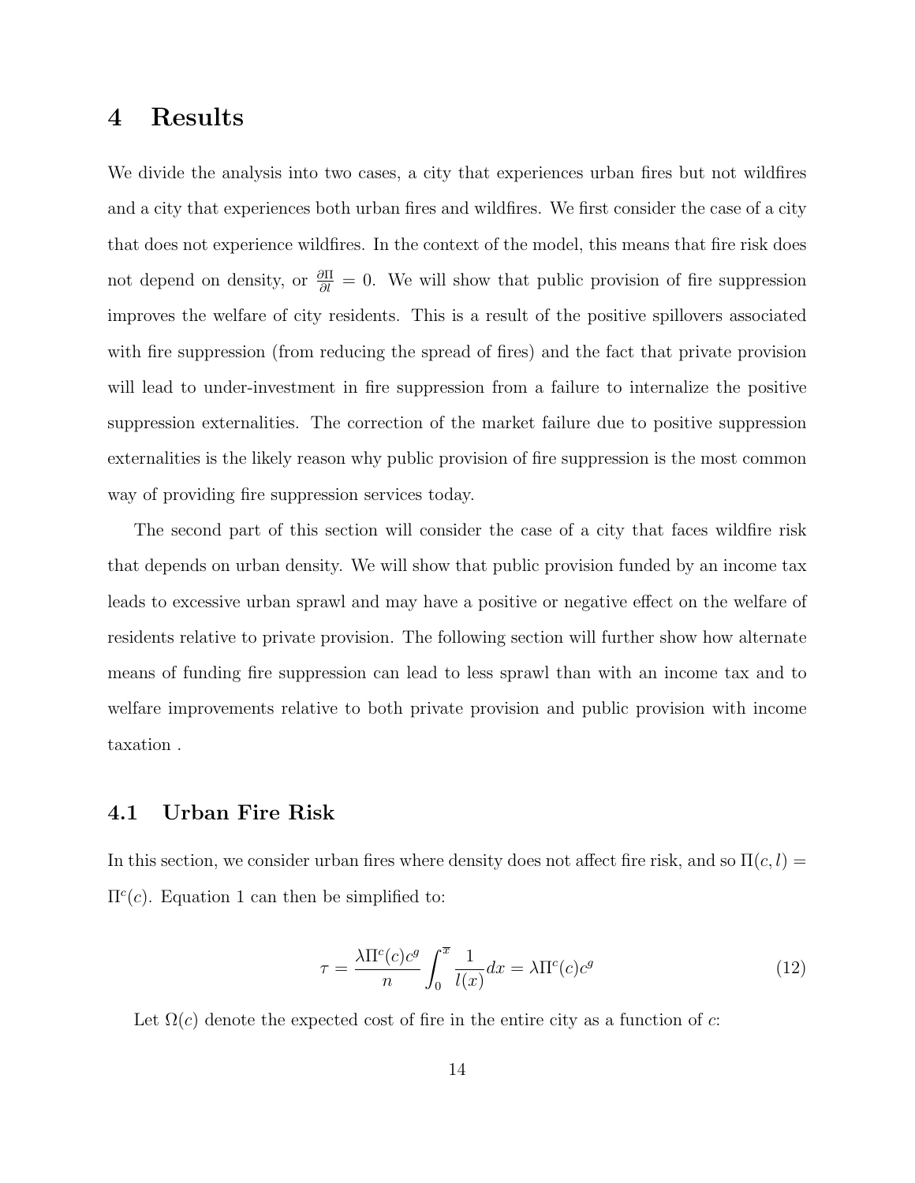# 4 Results

We divide the analysis into two cases, a city that experiences urban fires but not wildfires and a city that experiences both urban fires and wildfires. We first consider the case of a city that does not experience wildfires. In the context of the model, this means that fire risk does not depend on density, or $\frac{\partial \Pi}{\partial l} = 0$. We will show that public provision of fire suppression improves the welfare of city residents. This is a result of the positive spillovers associated with fire suppression (from reducing the spread of fires) and the fact that private provision will lead to under-investment in fire suppression from a failure to internalize the positive suppression externalities. The correction of the market failure due to positive suppression externalities is the likely reason why public provision of fire suppression is the most common way of providing fire suppression services today.

The second part of this section will consider the case of a city that faces wildfire risk that depends on urban density. We will show that public provision funded by an income tax leads to excessive urban sprawl and may have a positive or negative effect on the welfare of residents relative to private provision. The following section will further show how alternate means of funding fire suppression can lead to less sprawl than with an income tax and to welfare improvements relative to both private provision and public provision with income taxation .

## 4.1 Urban Fire Risk

In this section, we consider urban fires where density does not affect fire risk, and so $\Pi(c, l) = \Pi^c(c)$. Equation 1 can then be simplified to:

$$\tau = \frac{\lambda \Pi^c(c) c^g}{n} \int_0^{\overline{x}} \frac{1}{l(x)} dx = \lambda \Pi^c(c) c^g \tag{12}$$

Let $\Omega(c)$ denote the expected cost of fire in the entire city as a function of $c$: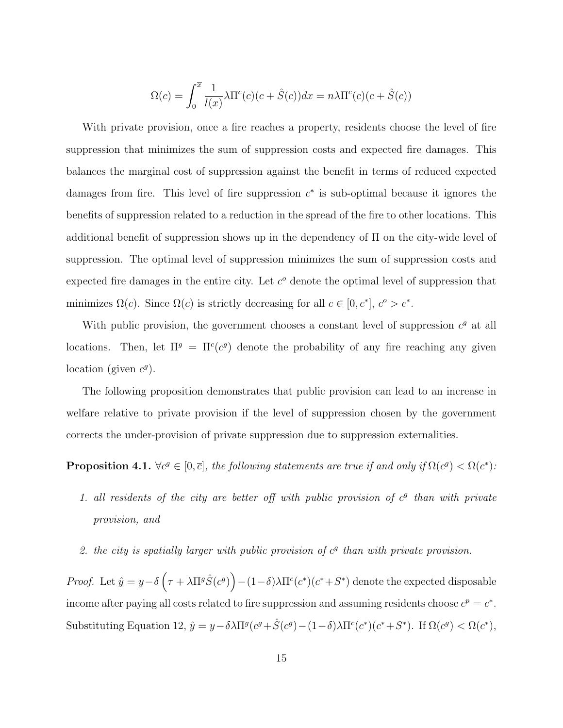$$\Omega(c) = \int_0^{\overline{x}} \frac{1}{l(x)} \lambda \Pi^c(c)(c + \hat{S}(c))dx = n\lambda \Pi^c(c)(c + \hat{S}(c))$$

With private provision, once a fire reaches a property, residents choose the level of fire suppression that minimizes the sum of suppression costs and expected fire damages. This balances the marginal cost of suppression against the benefit in terms of reduced expected damages from fire. This level of fire suppression $c^*$ is sub-optimal because it ignores the benefits of suppression related to a reduction in the spread of the fire to other locations. This additional benefit of suppression shows up in the dependency of $\Pi$ on the city-wide level of suppression. The optimal level of suppression minimizes the sum of suppression costs and expected fire damages in the entire city. Let $c^o$ denote the optimal level of suppression that minimizes $\Omega(c)$. Since $\Omega(c)$ is strictly decreasing for all $c \in [0, c^*]$, $c^o > c^*$.

With public provision, the government chooses a constant level of suppression $c^g$ at all locations. Then, let $\Pi^g = \Pi^c(c^g)$ denote the probability of any fire reaching any given location (given $c^g$).

The following proposition demonstrates that public provision can lead to an increase in welfare relative to private provision if the level of suppression chosen by the government corrects the under-provision of private suppression due to suppression externalities.

**Proposition 4.1.** *$\forall c^g \in [0, \overline{c}]$, the following statements are true if and only if $\Omega(c^g) < \Omega(c^*)$:*

1. *all residents of the city are better off with public provision of $c^g$ than with private provision, and*
2. *the city is spatially larger with public provision of $c^g$ than with private provision.*

*Proof.* Let $\hat{y} = y - \delta\left(\tau + \lambda\Pi^g\hat{S}(c^g)\right) - (1-\delta)\lambda\Pi^c(c^*)(c^* + S^*)$ denote the expected disposable income after paying all costs related to fire suppression and assuming residents choose $c^p = c^*$. Substituting Equation 12, $\hat{y} = y - \delta\lambda\Pi^g(c^g + \hat{S}(c^g)) - (1-\delta)\lambda\Pi^c(c^*)(c^* + S^*)$. If $\Omega(c^g) < \Omega(c^*)$,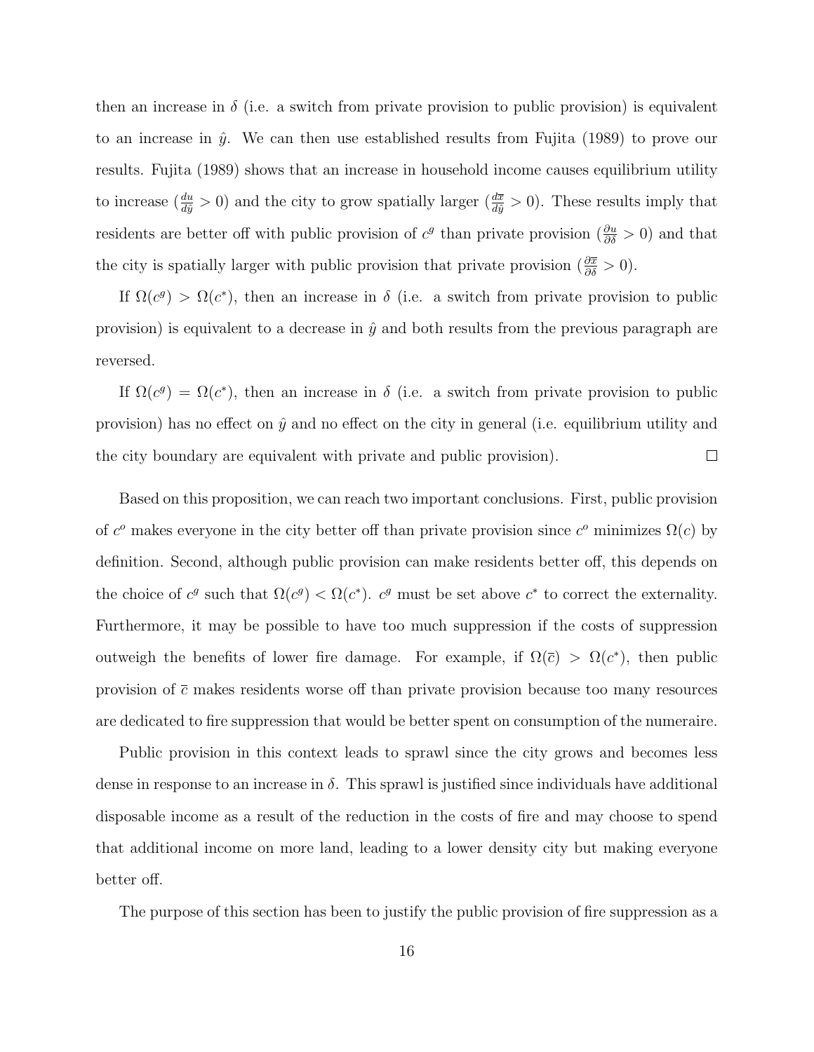then an increase in $\delta$ (i.e. a switch from private provision to public provision) is equivalent to an increase in $\hat{y}$. We can then use established results from Fujita (1989) to prove our results. Fujita (1989) shows that an increase in household income causes equilibrium utility to increase ($\frac{du}{d\hat{y}} > 0$) and the city to grow spatially larger ($\frac{d\overline{x}}{d\hat{y}} > 0$). These results imply that residents are better off with public provision of $c^g$ than private provision ($\frac{\partial u}{\partial \delta} > 0$) and that the city is spatially larger with public provision that private provision ($\frac{\partial \overline{x}}{\partial \delta} > 0$).

If $\Omega(c^g) > \Omega(c^*)$, then an increase in $\delta$ (i.e. a switch from private provision to public provision) is equivalent to a decrease in $\hat{y}$ and both results from the previous paragraph are reversed.

If $\Omega(c^g) = \Omega(c^*)$, then an increase in $\delta$ (i.e. a switch from private provision to public provision) has no effect on $\hat{y}$ and no effect on the city in general (i.e. equilibrium utility and the city boundary are equivalent with private and public provision). $\square$

Based on this proposition, we can reach two important conclusions. First, public provision of $c^o$ makes everyone in the city better off than private provision since $c^o$ minimizes $\Omega(c)$ by definition. Second, although public provision can make residents better off, this depends on the choice of $c^g$ such that $\Omega(c^g) < \Omega(c^*)$. $c^g$ must be set above $c^*$ to correct the externality. Furthermore, it may be possible to have too much suppression if the costs of suppression outweigh the benefits of lower fire damage. For example, if $\Omega(\overline{c}) > \Omega(c^*)$, then public provision of $\overline{c}$ makes residents worse off than private provision because too many resources are dedicated to fire suppression that would be better spent on consumption of the numeraire.

Public provision in this context leads to sprawl since the city grows and becomes less dense in response to an increase in $\delta$. This sprawl is justified since individuals have additional disposable income as a result of the reduction in the costs of fire and may choose to spend that additional income on more land, leading to a lower density city but making everyone better off.

The purpose of this section has been to justify the public provision of fire suppression as a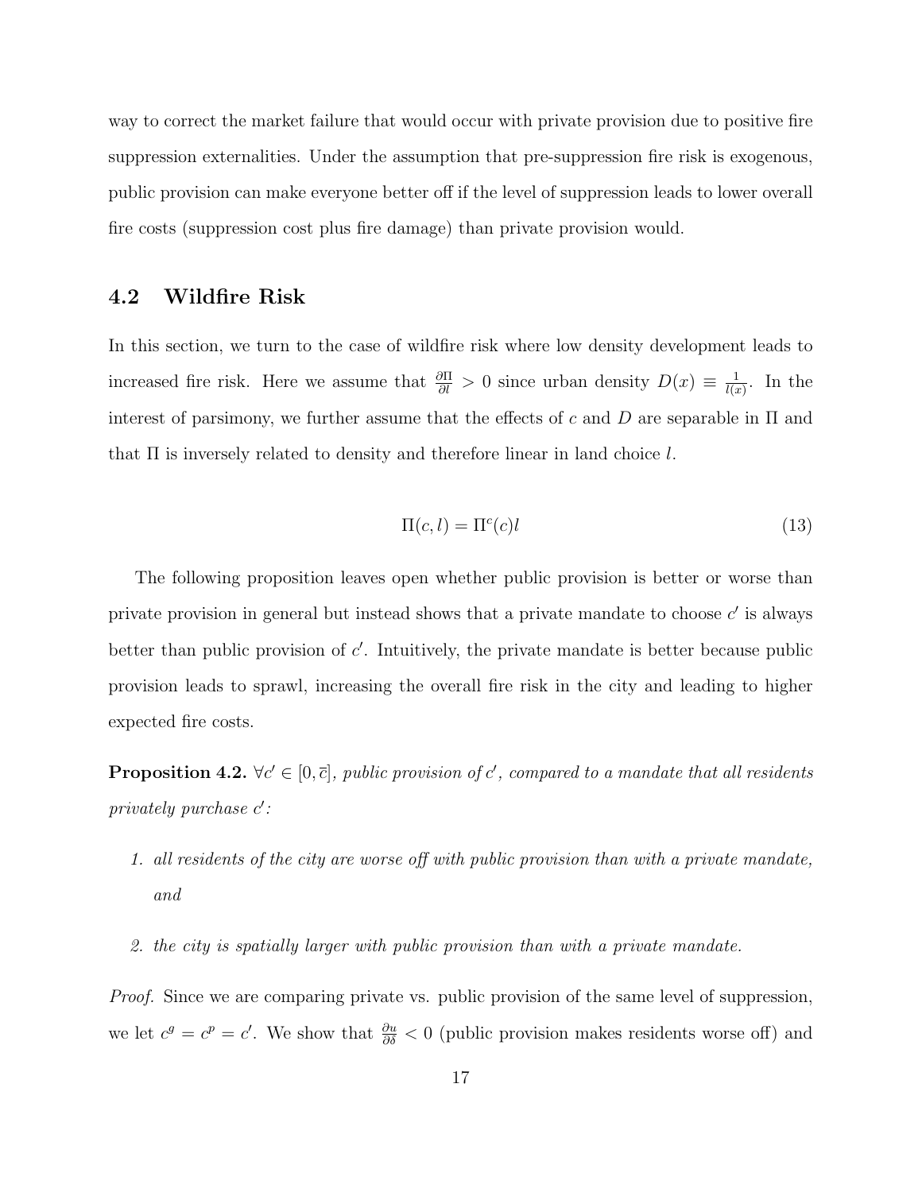way to correct the market failure that would occur with private provision due to positive fire suppression externalities. Under the assumption that pre-suppression fire risk is exogenous, public provision can make everyone better off if the level of suppression leads to lower overall fire costs (suppression cost plus fire damage) than private provision would.

## 4.2 Wildfire Risk

In this section, we turn to the case of wildfire risk where low density development leads to increased fire risk. Here we assume that $\frac{\partial \Pi}{\partial l} > 0$ since urban density $D(x) \equiv \frac{1}{l(x)}$. In the interest of parsimony, we further assume that the effects of $c$ and $D$ are separable in $\Pi$ and that $\Pi$ is inversely related to density and therefore linear in land choice $l$.

$$\Pi(c, l) = \Pi^c(c)l \tag{13}$$

The following proposition leaves open whether public provision is better or worse than private provision in general but instead shows that a private mandate to choose $c'$ is always better than public provision of $c'$. Intuitively, the private mandate is better because public provision leads to sprawl, increasing the overall fire risk in the city and leading to higher expected fire costs.

**Proposition 4.2.** *$\forall c' \in [0, \bar{c}]$, public provision of $c'$, compared to a mandate that all residents privately purchase $c'$:*

1. *all residents of the city are worse off with public provision than with a private mandate, and*
2. *the city is spatially larger with public provision than with a private mandate.*

*Proof.* Since we are comparing private vs. public provision of the same level of suppression, we let $c^g = c^p = c'$. We show that $\frac{\partial u}{\partial \delta} < 0$ (public provision makes residents worse off) and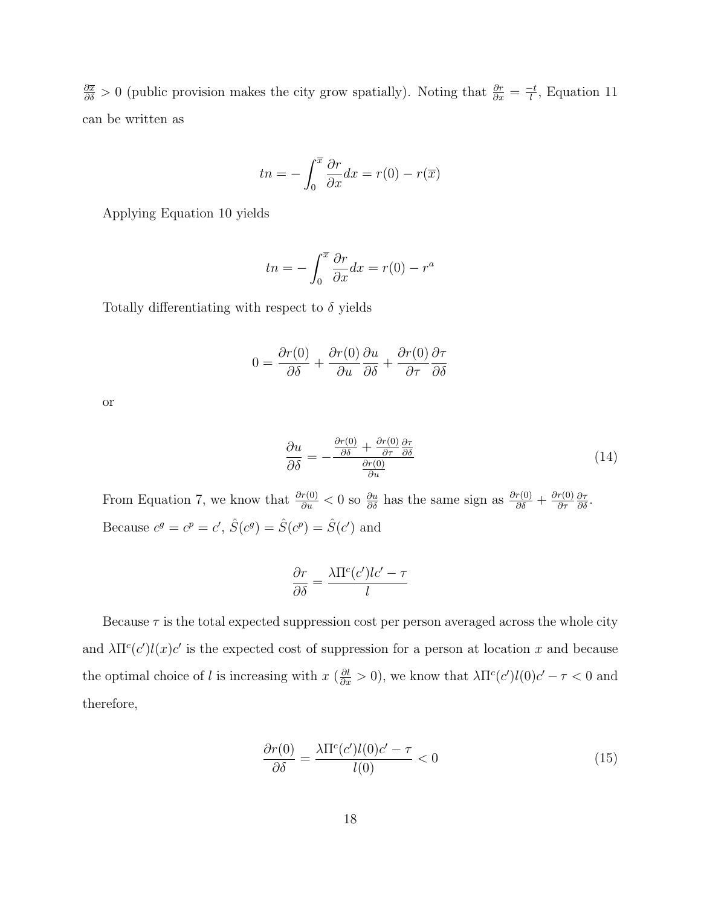$\frac{\partial \overline{x}}{\partial \delta} > 0$ (public provision makes the city grow spatially). Noting that $\frac{\partial r}{\partial x} = \frac{-t}{l}$, Equation 11 can be written as

$$tn = -\int_0^{\overline{x}} \frac{\partial r}{\partial x} dx = r(0) - r(\overline{x})$$

Applying Equation 10 yields

$$tn = -\int_0^{\overline{x}} \frac{\partial r}{\partial x} dx = r(0) - r^a$$

Totally differentiating with respect to $\delta$ yields

$$0 = \frac{\partial r(0)}{\partial \delta} + \frac{\partial r(0)}{\partial u}\frac{\partial u}{\partial \delta} + \frac{\partial r(0)}{\partial \tau}\frac{\partial \tau}{\partial \delta}$$

or

$$\frac{\partial u}{\partial \delta} = -\frac{\frac{\partial r(0)}{\partial \delta} + \frac{\partial r(0)}{\partial \tau}\frac{\partial \tau}{\partial \delta}}{\frac{\partial r(0)}{\partial u}} \tag{14}$$

From Equation 7, we know that $\frac{\partial r(0)}{\partial u} < 0$ so $\frac{\partial u}{\partial \delta}$ has the same sign as $\frac{\partial r(0)}{\partial \delta} + \frac{\partial r(0)}{\partial \tau}\frac{\partial \tau}{\partial \delta}$. Because $c^g = c^p = c'$, $\hat{S}(c^g) = \hat{S}(c^p) = \hat{S}(c')$ and

$$\frac{\partial r}{\partial \delta} = \frac{\lambda \Pi^c(c') l c' - \tau}{l}$$

Because $\tau$ is the total expected suppression cost per person averaged across the whole city and $\lambda \Pi^c(c') l(x) c'$ is the expected cost of suppression for a person at location $x$ and because the optimal choice of $l$ is increasing with $x$ ($\frac{\partial l}{\partial x} > 0$), we know that $\lambda \Pi^c(c') l(0) c' - \tau < 0$ and therefore,

$$\frac{\partial r(0)}{\partial \delta} = \frac{\lambda \Pi^c(c') l(0) c' - \tau}{l(0)} < 0 \tag{15}$$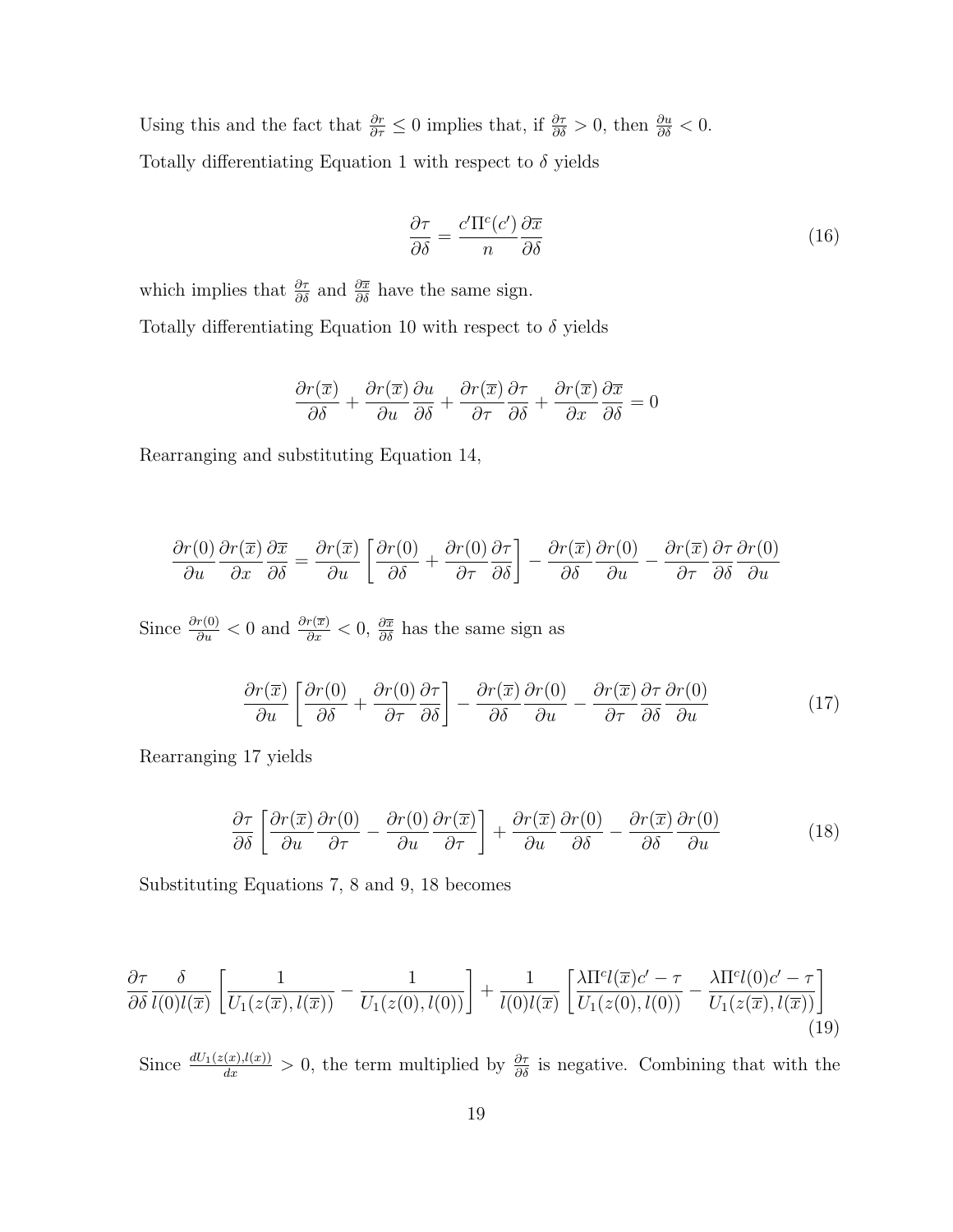Using this and the fact that $\frac{\partial r}{\partial \tau} \leq 0$ implies that, if $\frac{\partial \tau}{\partial \delta} > 0$, then $\frac{\partial u}{\partial \delta} < 0$.

Totally differentiating Equation 1 with respect to $\delta$ yields

$$\frac{\partial \tau}{\partial \delta} = \frac{c'\Pi^c(c')}{n}\frac{\partial \overline{x}}{\partial \delta} \tag{16}$$

which implies that $\frac{\partial \tau}{\partial \delta}$ and $\frac{\partial \overline{x}}{\partial \delta}$ have the same sign.

Totally differentiating Equation 10 with respect to $\delta$ yields

$$\frac{\partial r(\overline{x})}{\partial \delta} + \frac{\partial r(\overline{x})}{\partial u}\frac{\partial u}{\partial \delta} + \frac{\partial r(\overline{x})}{\partial \tau}\frac{\partial \tau}{\partial \delta} + \frac{\partial r(\overline{x})}{\partial x}\frac{\partial \overline{x}}{\partial \delta} = 0$$

Rearranging and substituting Equation 14,

$$\frac{\partial r(0)}{\partial u}\frac{\partial r(\overline{x})}{\partial x}\frac{\partial \overline{x}}{\partial \delta} = \frac{\partial r(\overline{x})}{\partial u}\left[\frac{\partial r(0)}{\partial \delta} + \frac{\partial r(0)}{\partial \tau}\frac{\partial \tau}{\partial \delta}\right] - \frac{\partial r(\overline{x})}{\partial \delta}\frac{\partial r(0)}{\partial u} - \frac{\partial r(\overline{x})}{\partial \tau}\frac{\partial \tau}{\partial \delta}\frac{\partial r(0)}{\partial u}$$

Since $\frac{\partial r(0)}{\partial u} < 0$ and $\frac{\partial r(\overline{x})}{\partial x} < 0$, $\frac{\partial \overline{x}}{\partial \delta}$ has the same sign as

$$\frac{\partial r(\overline{x})}{\partial u}\left[\frac{\partial r(0)}{\partial \delta} + \frac{\partial r(0)}{\partial \tau}\frac{\partial \tau}{\partial \delta}\right] - \frac{\partial r(\overline{x})}{\partial \delta}\frac{\partial r(0)}{\partial u} - \frac{\partial r(\overline{x})}{\partial \tau}\frac{\partial \tau}{\partial \delta}\frac{\partial r(0)}{\partial u} \tag{17}$$

Rearranging 17 yields

$$\frac{\partial \tau}{\partial \delta}\left[\frac{\partial r(\overline{x})}{\partial u}\frac{\partial r(0)}{\partial \tau} - \frac{\partial r(0)}{\partial u}\frac{\partial r(\overline{x})}{\partial \tau}\right] + \frac{\partial r(\overline{x})}{\partial u}\frac{\partial r(0)}{\partial \delta} - \frac{\partial r(\overline{x})}{\partial \delta}\frac{\partial r(0)}{\partial u} \tag{18}$$

Substituting Equations 7, 8 and 9, 18 becomes

$$\frac{\partial \tau}{\partial \delta}\frac{\delta}{l(0)l(\overline{x})}\left[\frac{1}{U_1(z(\overline{x}), l(\overline{x}))} - \frac{1}{U_1(z(0), l(0))}\right] + \frac{1}{l(0)l(\overline{x})}\left[\frac{\lambda\Pi^c l(\overline{x})c' - \tau}{U_1(z(0), l(0))} - \frac{\lambda\Pi^c l(0)c' - \tau}{U_1(z(\overline{x}), l(\overline{x}))}\right] \tag{19}$$

Since $\frac{dU_1(z(x), l(x))}{dx} > 0$, the term multiplied by $\frac{\partial \tau}{\partial \delta}$ is negative. Combining that with the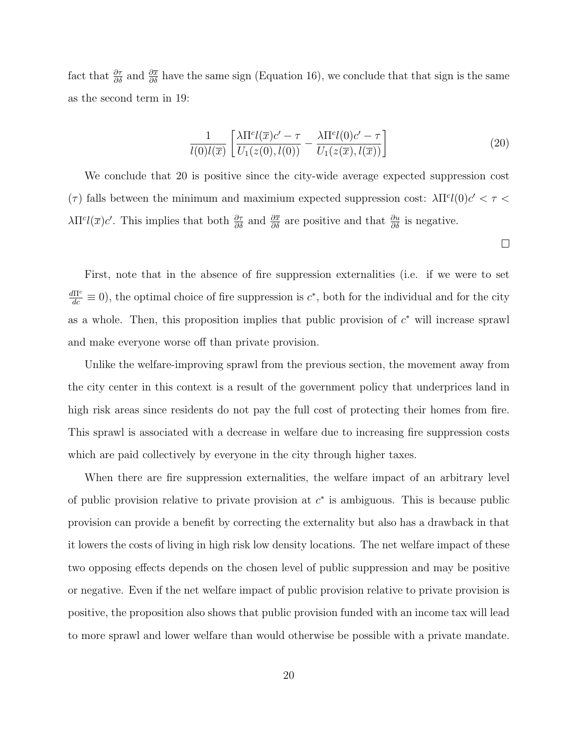fact that $\frac{\partial \tau}{\partial \delta}$ and $\frac{\partial \overline{x}}{\partial \delta}$ have the same sign (Equation 16), we conclude that that sign is the same as the second term in 19:

$$\frac{1}{l(0)l(\overline{x})}\left[\frac{\lambda \Pi^c l(\overline{x})c' - \tau}{U_1(z(0), l(0))} - \frac{\lambda \Pi^c l(0)c' - \tau}{U_1(z(\overline{x}), l(\overline{x}))}\right] \tag{20}$$

We conclude that 20 is positive since the city-wide average expected suppression cost ($\tau$) falls between the minimum and maximium expected suppression cost: $\lambda \Pi^c l(0)c' < \tau < \lambda \Pi^c l(\overline{x})c'$. This implies that both $\frac{\partial \tau}{\partial \delta}$ and $\frac{\partial \overline{x}}{\partial \delta}$ are positive and that $\frac{\partial u}{\partial \delta}$ is negative.

□

First, note that in the absence of fire suppression externalities (i.e. if we were to set $\frac{d\Pi^c}{dc} \equiv 0$), the optimal choice of fire suppression is $c^*$, both for the individual and for the city as a whole. Then, this proposition implies that public provision of $c^*$ will increase sprawl and make everyone worse off than private provision.

Unlike the welfare-improving sprawl from the previous section, the movement away from the city center in this context is a result of the government policy that underprices land in high risk areas since residents do not pay the full cost of protecting their homes from fire. This sprawl is associated with a decrease in welfare due to increasing fire suppression costs which are paid collectively by everyone in the city through higher taxes.

When there are fire suppression externalities, the welfare impact of an arbitrary level of public provision relative to private provision at $c^*$ is ambiguous. This is because public provision can provide a benefit by correcting the externality but also has a drawback in that it lowers the costs of living in high risk low density locations. The net welfare impact of these two opposing effects depends on the chosen level of public suppression and may be positive or negative. Even if the net welfare impact of public provision relative to private provision is positive, the proposition also shows that public provision funded with an income tax will lead to more sprawl and lower welfare than would otherwise be possible with a private mandate.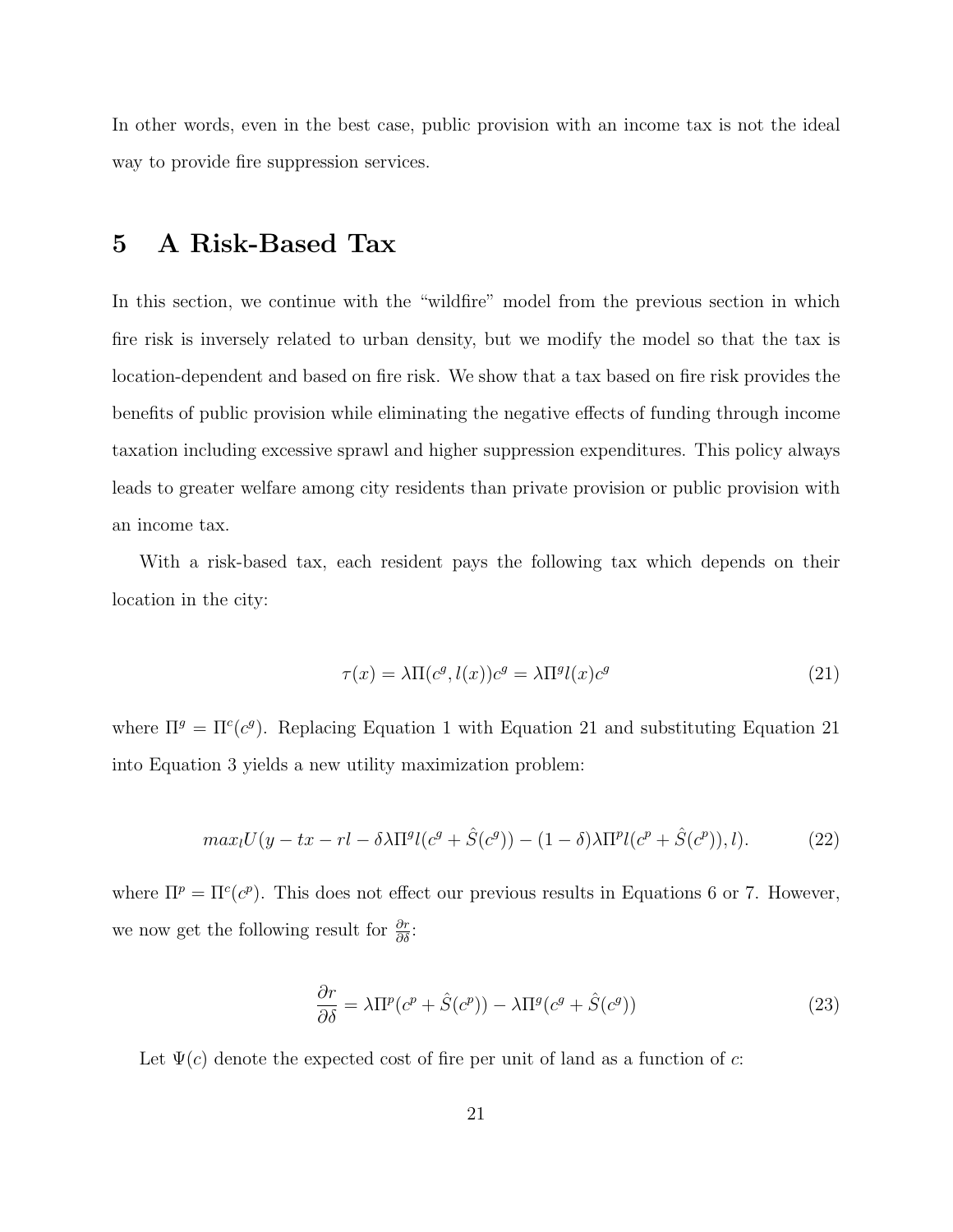In other words, even in the best case, public provision with an income tax is not the ideal way to provide fire suppression services.

# 5 A Risk-Based Tax

In this section, we continue with the "wildfire" model from the previous section in which fire risk is inversely related to urban density, but we modify the model so that the tax is location-dependent and based on fire risk. We show that a tax based on fire risk provides the benefits of public provision while eliminating the negative effects of funding through income taxation including excessive sprawl and higher suppression expenditures. This policy always leads to greater welfare among city residents than private provision or public provision with an income tax.

With a risk-based tax, each resident pays the following tax which depends on their location in the city:

$$\tau(x) = \lambda\Pi(c^g, l(x))c^g = \lambda\Pi^g l(x)c^g \tag{21}$$

where $\Pi^g = \Pi^c(c^g)$. Replacing Equation 1 with Equation 21 and substituting Equation 21 into Equation 3 yields a new utility maximization problem:

$$max_l U(y - tx - rl - \delta\lambda\Pi^g l(c^g + \hat{S}(c^g)) - (1-\delta)\lambda\Pi^p l(c^p + \hat{S}(c^p)), l). \tag{22}$$

where $\Pi^p = \Pi^c(c^p)$. This does not effect our previous results in Equations 6 or 7. However, we now get the following result for $\frac{\partial r}{\partial \delta}$:

$$\frac{\partial r}{\partial \delta} = \lambda\Pi^p(c^p + \hat{S}(c^p)) - \lambda\Pi^g(c^g + \hat{S}(c^g)) \tag{23}$$

Let $\Psi(c)$ denote the expected cost of fire per unit of land as a function of $c$: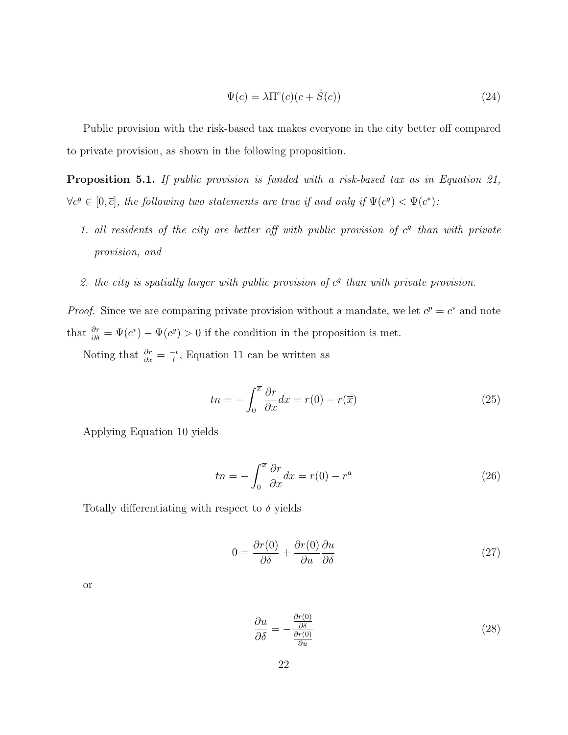$$\Psi(c) = \lambda \Pi^c(c)(c + \hat{S}(c)) \tag{24}$$

Public provision with the risk-based tax makes everyone in the city better off compared to private provision, as shown in the following proposition.

**Proposition 5.1.** *If public provision is funded with a risk-based tax as in Equation 21, $\forall c^g \in [0, \overline{c}]$, the following two statements are true if and only if $\Psi(c^g) < \Psi(c^*)$:*

1. *all residents of the city are better off with public provision of $c^g$ than with private provision, and*
2. *the city is spatially larger with public provision of $c^g$ than with private provision.*

*Proof.* Since we are comparing private provision without a mandate, we let $c^p = c^*$ and note that $\frac{\partial r}{\partial \delta} = \Psi(c^*) - \Psi(c^g) > 0$ if the condition in the proposition is met.

Noting that $\frac{\partial r}{\partial x} = \frac{-t}{l}$, Equation 11 can be written as

$$tn = -\int_0^{\overline{x}} \frac{\partial r}{\partial x} dx = r(0) - r(\overline{x}) \tag{25}$$

Applying Equation 10 yields

$$tn = -\int_0^{\overline{x}} \frac{\partial r}{\partial x} dx = r(0) - r^a \tag{26}$$

Totally differentiating with respect to $\delta$ yields

$$0 = \frac{\partial r(0)}{\partial \delta} + \frac{\partial r(0)}{\partial u} \frac{\partial u}{\partial \delta} \tag{27}$$

or

$$\frac{\partial u}{\partial \delta} = -\frac{\frac{\partial r(0)}{\partial \delta}}{\frac{\partial r(0)}{\partial u}} \tag{28}$$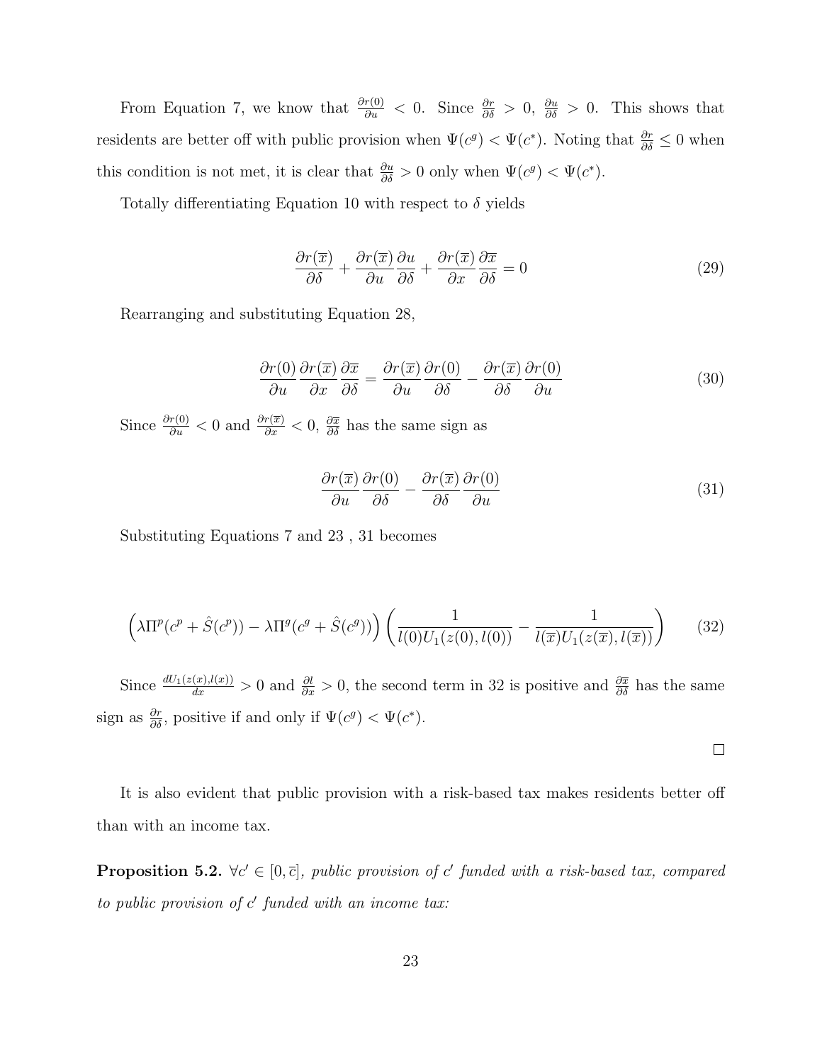From Equation 7, we know that $\frac{\partial r(0)}{\partial u} < 0$. Since $\frac{\partial r}{\partial \delta} > 0$, $\frac{\partial u}{\partial \delta} > 0$. This shows that residents are better off with public provision when $\Psi(c^g) < \Psi(c^*)$. Noting that $\frac{\partial r}{\partial \delta} \leq 0$ when this condition is not met, it is clear that $\frac{\partial u}{\partial \delta} > 0$ only when $\Psi(c^g) < \Psi(c^*)$.

Totally differentiating Equation 10 with respect to $\delta$ yields

$$\frac{\partial r(\overline{x})}{\partial \delta} + \frac{\partial r(\overline{x})}{\partial u}\frac{\partial u}{\partial \delta} + \frac{\partial r(\overline{x})}{\partial x}\frac{\partial \overline{x}}{\partial \delta} = 0 \tag{29}$$

Rearranging and substituting Equation 28,

$$\frac{\partial r(0)}{\partial u}\frac{\partial r(\overline{x})}{\partial x}\frac{\partial \overline{x}}{\partial \delta} = \frac{\partial r(\overline{x})}{\partial u}\frac{\partial r(0)}{\partial \delta} - \frac{\partial r(\overline{x})}{\partial \delta}\frac{\partial r(0)}{\partial u} \tag{30}$$

Since $\frac{\partial r(0)}{\partial u} < 0$ and $\frac{\partial r(\overline{x})}{\partial x} < 0$, $\frac{\partial \overline{x}}{\partial \delta}$ has the same sign as

$$\frac{\partial r(\overline{x})}{\partial u}\frac{\partial r(0)}{\partial \delta} - \frac{\partial r(\overline{x})}{\partial \delta}\frac{\partial r(0)}{\partial u} \tag{31}$$

Substituting Equations 7 and 23 , 31 becomes

$$\left(\lambda\Pi^p(c^p + \hat{S}(c^p)) - \lambda\Pi^g(c^g + \hat{S}(c^g))\right)\left(\frac{1}{l(0)U_1(z(0), l(0))} - \frac{1}{l(\overline{x})U_1(z(\overline{x}), l(\overline{x}))}\right) \tag{32}$$

Since $\frac{dU_1(z(x),l(x))}{dx} > 0$ and $\frac{\partial l}{\partial x} > 0$, the second term in 32 is positive and $\frac{\partial \overline{x}}{\partial \delta}$ has the same sign as $\frac{\partial r}{\partial \delta}$, positive if and only if $\Psi(c^g) < \Psi(c^*)$.

□

It is also evident that public provision with a risk-based tax makes residents better off than with an income tax.

**Proposition 5.2.** *$\forall c' \in [0, \overline{c}]$, public provision of $c'$ funded with a risk-based tax, compared to public provision of $c'$ funded with an income tax:*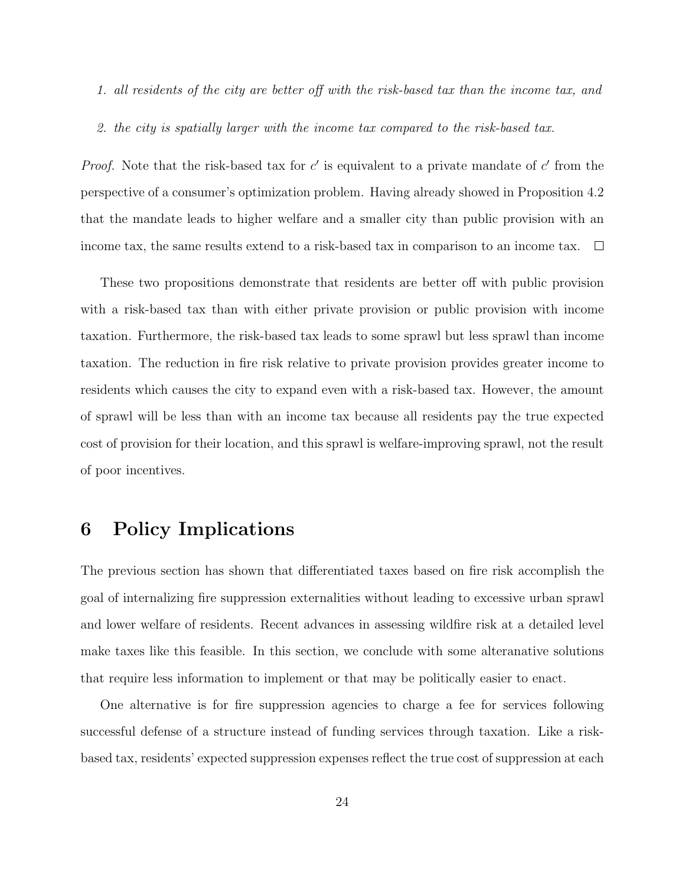1. *all residents of the city are better off with the risk-based tax than the income tax, and*

2. *the city is spatially larger with the income tax compared to the risk-based tax.*

*Proof.* Note that the risk-based tax for $c'$ is equivalent to a private mandate of $c'$ from the perspective of a consumer's optimization problem. Having already showed in Proposition 4.2 that the mandate leads to higher welfare and a smaller city than public provision with an income tax, the same results extend to a risk-based tax in comparison to an income tax. $\square$

These two propositions demonstrate that residents are better off with public provision with a risk-based tax than with either private provision or public provision with income taxation. Furthermore, the risk-based tax leads to some sprawl but less sprawl than income taxation. The reduction in fire risk relative to private provision provides greater income to residents which causes the city to expand even with a risk-based tax. However, the amount of sprawl will be less than with an income tax because all residents pay the true expected cost of provision for their location, and this sprawl is welfare-improving sprawl, not the result of poor incentives.

# 6 Policy Implications

The previous section has shown that differentiated taxes based on fire risk accomplish the goal of internalizing fire suppression externalities without leading to excessive urban sprawl and lower welfare of residents. Recent advances in assessing wildfire risk at a detailed level make taxes like this feasible. In this section, we conclude with some alteranative solutions that require less information to implement or that may be politically easier to enact.

One alternative is for fire suppression agencies to charge a fee for services following successful defense of a structure instead of funding services through taxation. Like a risk-based tax, residents' expected suppression expenses reflect the true cost of suppression at each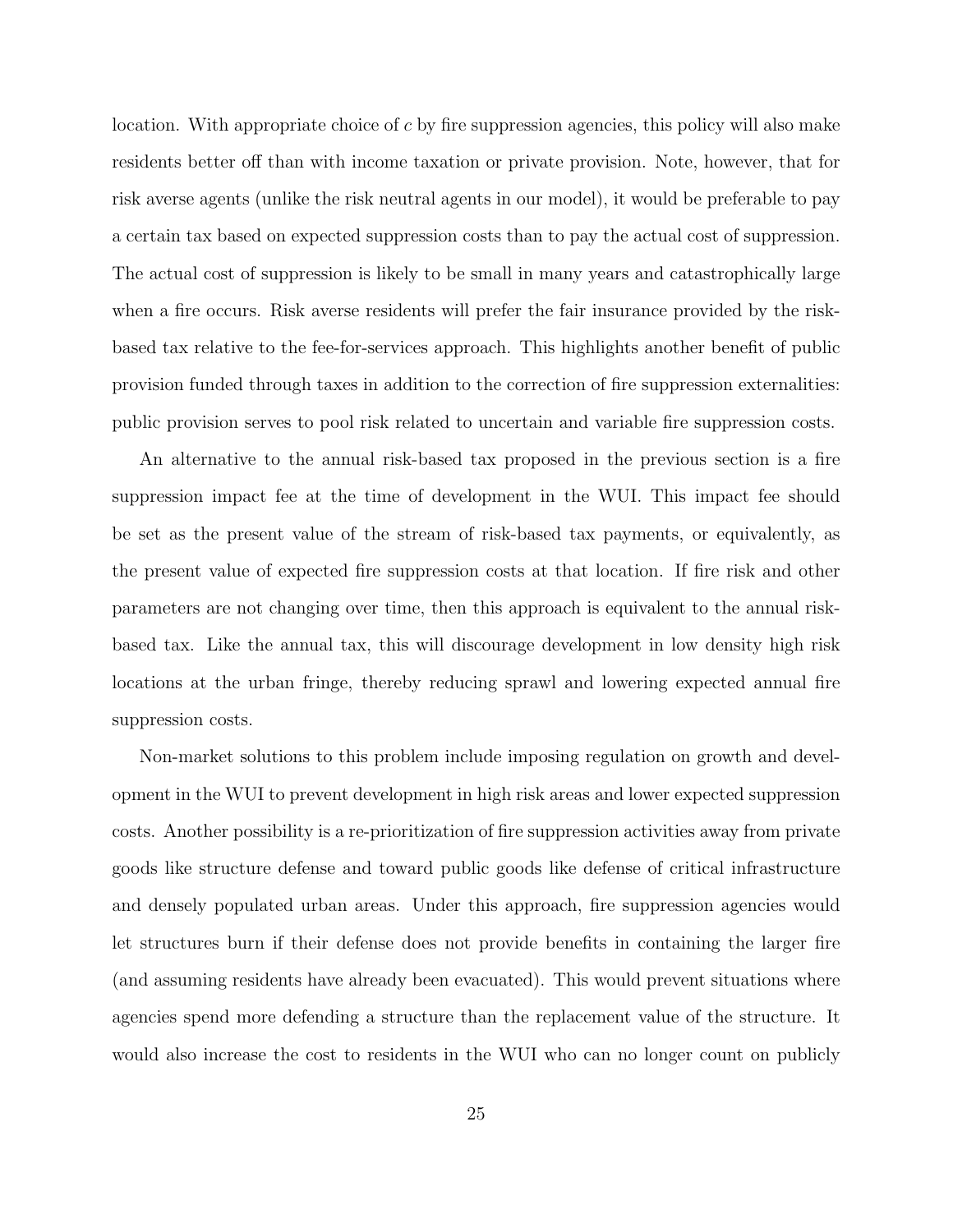location. With appropriate choice of $c$ by fire suppression agencies, this policy will also make residents better off than with income taxation or private provision. Note, however, that for risk averse agents (unlike the risk neutral agents in our model), it would be preferable to pay a certain tax based on expected suppression costs than to pay the actual cost of suppression. The actual cost of suppression is likely to be small in many years and catastrophically large when a fire occurs. Risk averse residents will prefer the fair insurance provided by the risk-based tax relative to the fee-for-services approach. This highlights another benefit of public provision funded through taxes in addition to the correction of fire suppression externalities: public provision serves to pool risk related to uncertain and variable fire suppression costs.

An alternative to the annual risk-based tax proposed in the previous section is a fire suppression impact fee at the time of development in the WUI. This impact fee should be set as the present value of the stream of risk-based tax payments, or equivalently, as the present value of expected fire suppression costs at that location. If fire risk and other parameters are not changing over time, then this approach is equivalent to the annual risk-based tax. Like the annual tax, this will discourage development in low density high risk locations at the urban fringe, thereby reducing sprawl and lowering expected annual fire suppression costs.

Non-market solutions to this problem include imposing regulation on growth and development in the WUI to prevent development in high risk areas and lower expected suppression costs. Another possibility is a re-prioritization of fire suppression activities away from private goods like structure defense and toward public goods like defense of critical infrastructure and densely populated urban areas. Under this approach, fire suppression agencies would let structures burn if their defense does not provide benefits in containing the larger fire (and assuming residents have already been evacuated). This would prevent situations where agencies spend more defending a structure than the replacement value of the structure. It would also increase the cost to residents in the WUI who can no longer count on publicly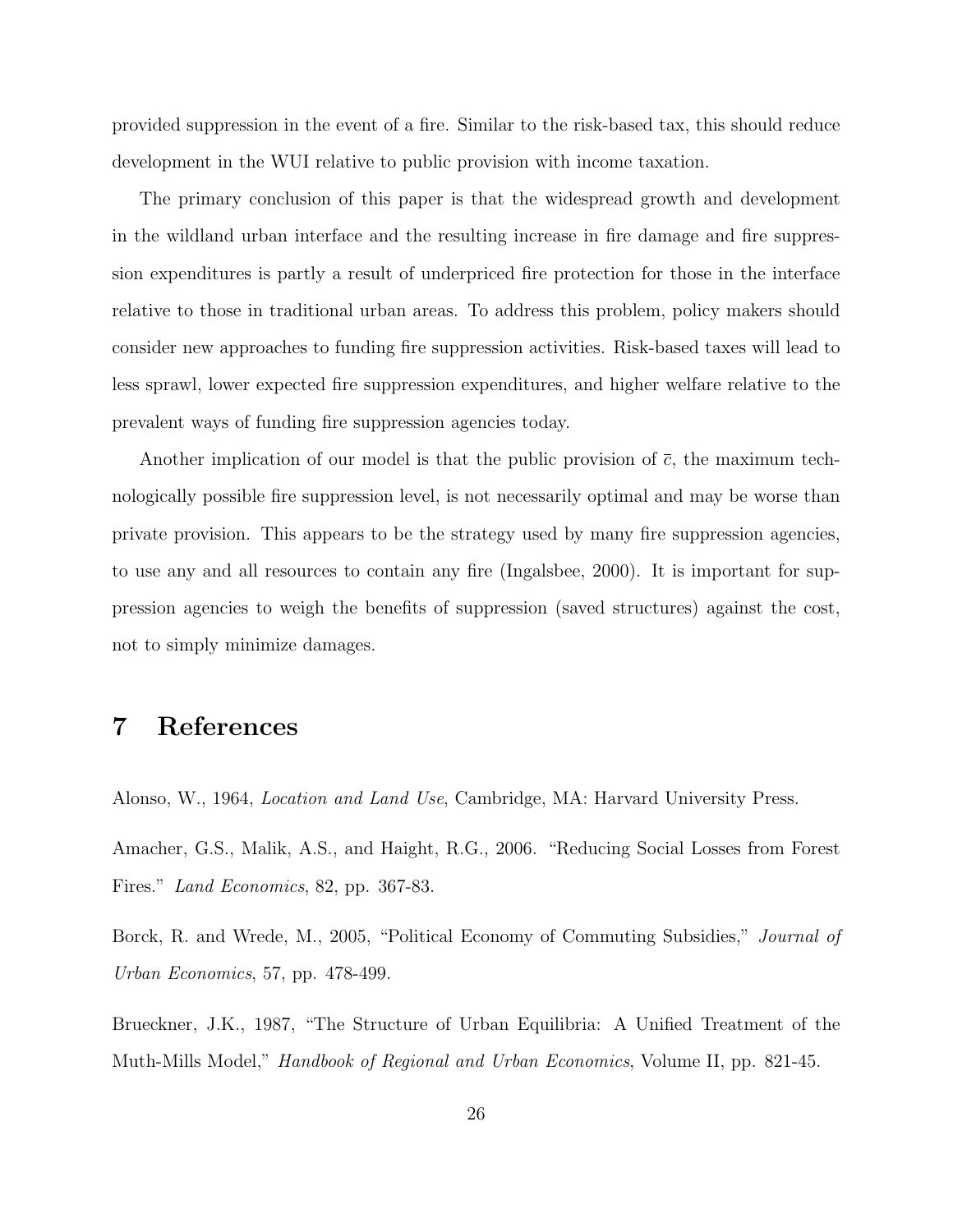provided suppression in the event of a fire. Similar to the risk-based tax, this should reduce development in the WUI relative to public provision with income taxation.

The primary conclusion of this paper is that the widespread growth and development in the wildland urban interface and the resulting increase in fire damage and fire suppression expenditures is partly a result of underpriced fire protection for those in the interface relative to those in traditional urban areas. To address this problem, policy makers should consider new approaches to funding fire suppression activities. Risk-based taxes will lead to less sprawl, lower expected fire suppression expenditures, and higher welfare relative to the prevalent ways of funding fire suppression agencies today.

Another implication of our model is that the public provision of $\bar{c}$, the maximum technologically possible fire suppression level, is not necessarily optimal and may be worse than private provision. This appears to be the strategy used by many fire suppression agencies, to use any and all resources to contain any fire (Ingalsbee, 2000). It is important for suppression agencies to weigh the benefits of suppression (saved structures) against the cost, not to simply minimize damages.

# 7 References

Alonso, W., 1964, *Location and Land Use*, Cambridge, MA: Harvard University Press.

Amacher, G.S., Malik, A.S., and Haight, R.G., 2006. "Reducing Social Losses from Forest Fires." *Land Economics*, 82, pp. 367-83.

Borck, R. and Wrede, M., 2005, "Political Economy of Commuting Subsidies," *Journal of Urban Economics*, 57, pp. 478-499.

Brueckner, J.K., 1987, "The Structure of Urban Equilibria: A Unified Treatment of the Muth-Mills Model," *Handbook of Regional and Urban Economics*, Volume II, pp. 821-45.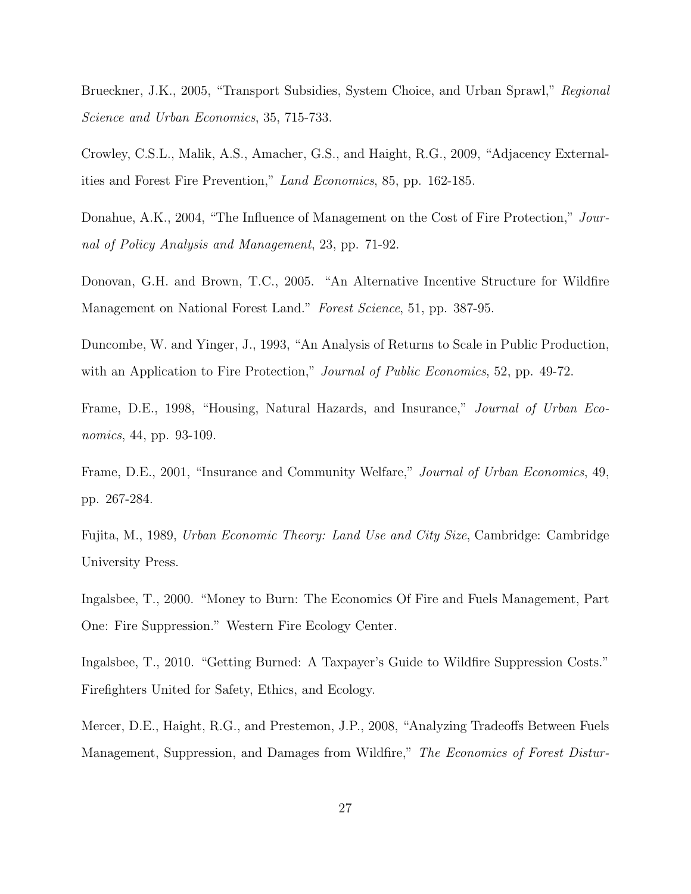Brueckner, J.K., 2005, "Transport Subsidies, System Choice, and Urban Sprawl," *Regional Science and Urban Economics*, 35, 715-733.

Crowley, C.S.L., Malik, A.S., Amacher, G.S., and Haight, R.G., 2009, "Adjacency Externalities and Forest Fire Prevention," *Land Economics*, 85, pp. 162-185.

Donahue, A.K., 2004, "The Influence of Management on the Cost of Fire Protection," *Journal of Policy Analysis and Management*, 23, pp. 71-92.

Donovan, G.H. and Brown, T.C., 2005. "An Alternative Incentive Structure for Wildfire Management on National Forest Land." *Forest Science*, 51, pp. 387-95.

Duncombe, W. and Yinger, J., 1993, "An Analysis of Returns to Scale in Public Production, with an Application to Fire Protection," *Journal of Public Economics*, 52, pp. 49-72.

Frame, D.E., 1998, "Housing, Natural Hazards, and Insurance," *Journal of Urban Economics*, 44, pp. 93-109.

Frame, D.E., 2001, "Insurance and Community Welfare," *Journal of Urban Economics*, 49, pp. 267-284.

Fujita, M., 1989, *Urban Economic Theory: Land Use and City Size*, Cambridge: Cambridge University Press.

Ingalsbee, T., 2000. "Money to Burn: The Economics Of Fire and Fuels Management, Part One: Fire Suppression." Western Fire Ecology Center.

Ingalsbee, T., 2010. "Getting Burned: A Taxpayer's Guide to Wildfire Suppression Costs." Firefighters United for Safety, Ethics, and Ecology.

Mercer, D.E., Haight, R.G., and Prestemon, J.P., 2008, "Analyzing Tradeoffs Between Fuels Management, Suppression, and Damages from Wildfire," *The Economics of Forest Distur-*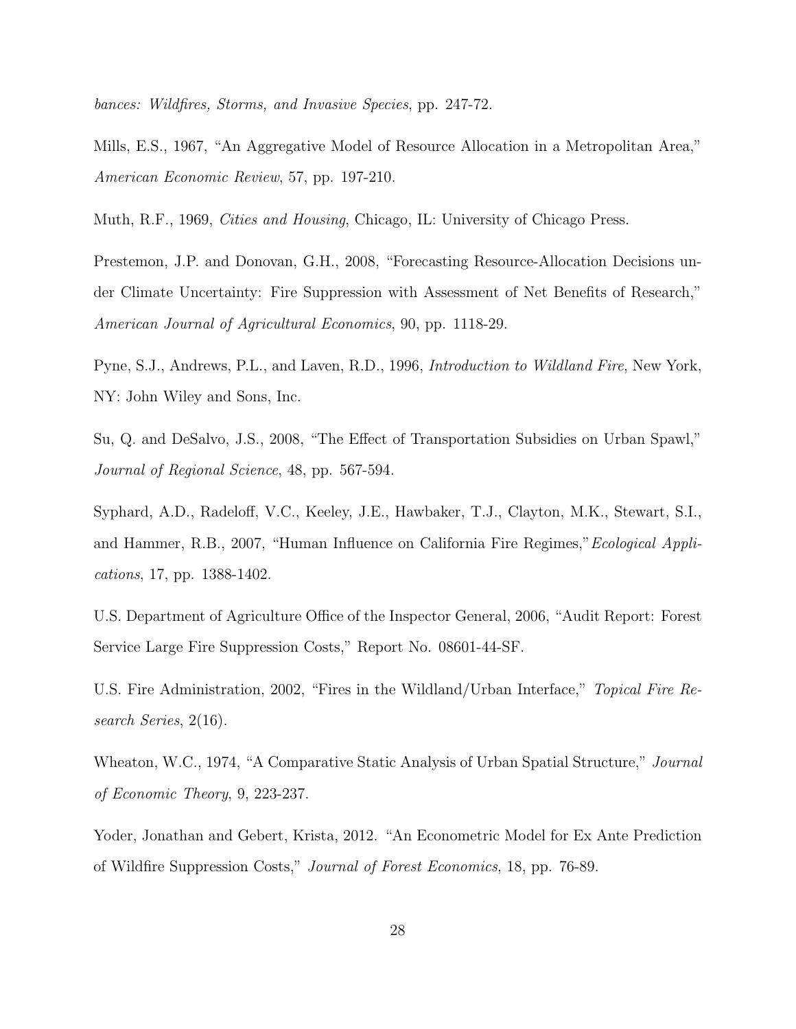*bances: Wildfires, Storms, and Invasive Species*, pp. 247-72.

Mills, E.S., 1967, "An Aggregative Model of Resource Allocation in a Metropolitan Area," *American Economic Review*, 57, pp. 197-210.

Muth, R.F., 1969, *Cities and Housing*, Chicago, IL: University of Chicago Press.

Prestemon, J.P. and Donovan, G.H., 2008, "Forecasting Resource-Allocation Decisions under Climate Uncertainty: Fire Suppression with Assessment of Net Benefits of Research," *American Journal of Agricultural Economics*, 90, pp. 1118-29.

Pyne, S.J., Andrews, P.L., and Laven, R.D., 1996, *Introduction to Wildland Fire*, New York, NY: John Wiley and Sons, Inc.

Su, Q. and DeSalvo, J.S., 2008, "The Effect of Transportation Subsidies on Urban Spawl," *Journal of Regional Science*, 48, pp. 567-594.

Syphard, A.D., Radeloff, V.C., Keeley, J.E., Hawbaker, T.J., Clayton, M.K., Stewart, S.I., and Hammer, R.B., 2007, "Human Influence on California Fire Regimes,"*Ecological Applications*, 17, pp. 1388-1402.

U.S. Department of Agriculture Office of the Inspector General, 2006, "Audit Report: Forest Service Large Fire Suppression Costs," Report No. 08601-44-SF.

U.S. Fire Administration, 2002, "Fires in the Wildland/Urban Interface," *Topical Fire Research Series*, 2(16).

Wheaton, W.C., 1974, "A Comparative Static Analysis of Urban Spatial Structure," *Journal of Economic Theory*, 9, 223-237.

Yoder, Jonathan and Gebert, Krista, 2012. "An Econometric Model for Ex Ante Prediction of Wildfire Suppression Costs," *Journal of Forest Economics*, 18, pp. 76-89.